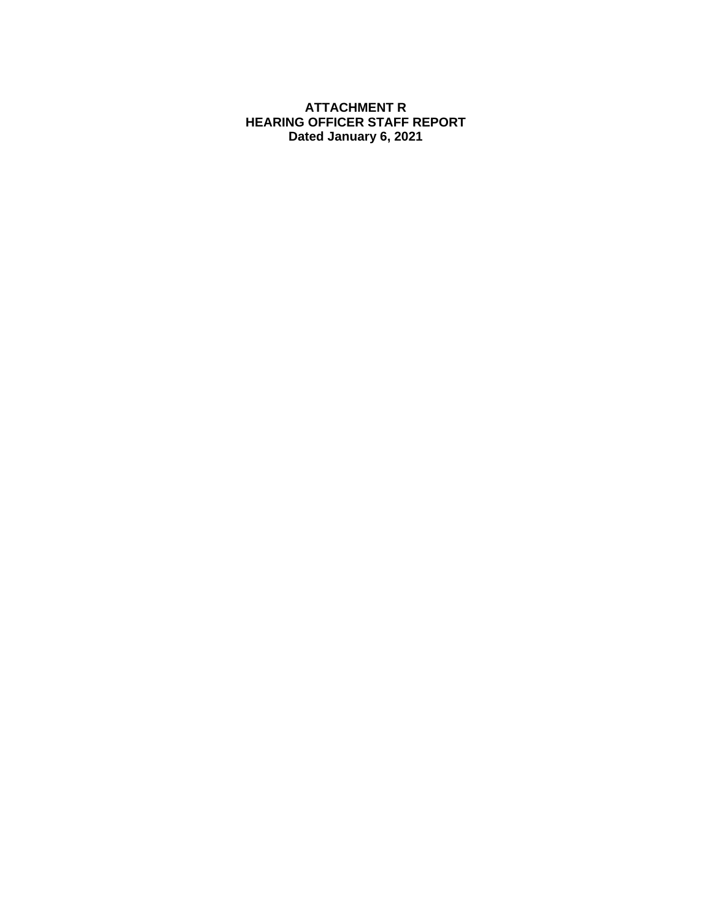# ATTACHMENT R
# HEARING OFFICER STAFF REPORT
# Dated January 6, 2021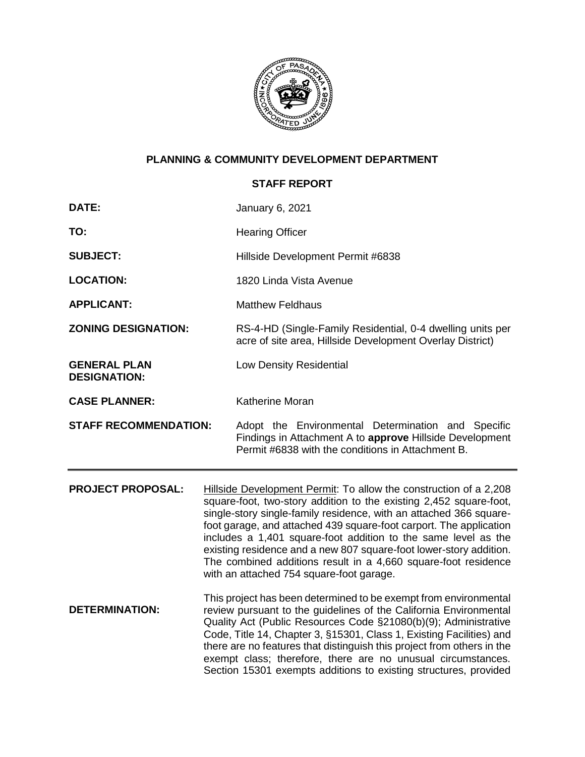**PLANNING & COMMUNITY DEVELOPMENT DEPARTMENT**

**STAFF REPORT**

**DATE:** January 6, 2021

**TO:** Hearing Officer

**SUBJECT:** Hillside Development Permit #6838

**LOCATION:** 1820 Linda Vista Avenue

**APPLICANT:** Matthew Feldhaus

**ZONING DESIGNATION:** RS-4-HD (Single-Family Residential, 0-4 dwelling units per acre of site area, Hillside Development Overlay District)

**GENERAL PLAN DESIGNATION:** Low Density Residential

**CASE PLANNER:** Katherine Moran

**STAFF RECOMMENDATION:** Adopt the Environmental Determination and Specific Findings in Attachment A to **approve** Hillside Development Permit #6838 with the conditions in Attachment B.

---

**PROJECT PROPOSAL:** Hillside Development Permit: To allow the construction of a 2,208 square-foot, two-story addition to the existing 2,452 square-foot, single-story single-family residence, with an attached 366 square-foot garage, and attached 439 square-foot carport. The application includes a 1,401 square-foot addition to the same level as the existing residence and a new 807 square-foot lower-story addition. The combined additions result in a 4,660 square-foot residence with an attached 754 square-foot garage.

**DETERMINATION:** This project has been determined to be exempt from environmental review pursuant to the guidelines of the California Environmental Quality Act (Public Resources Code §21080(b)(9); Administrative Code, Title 14, Chapter 3, §15301, Class 1, Existing Facilities) and there are no features that distinguish this project from others in the exempt class; therefore, there are no unusual circumstances. Section 15301 exempts additions to existing structures, provided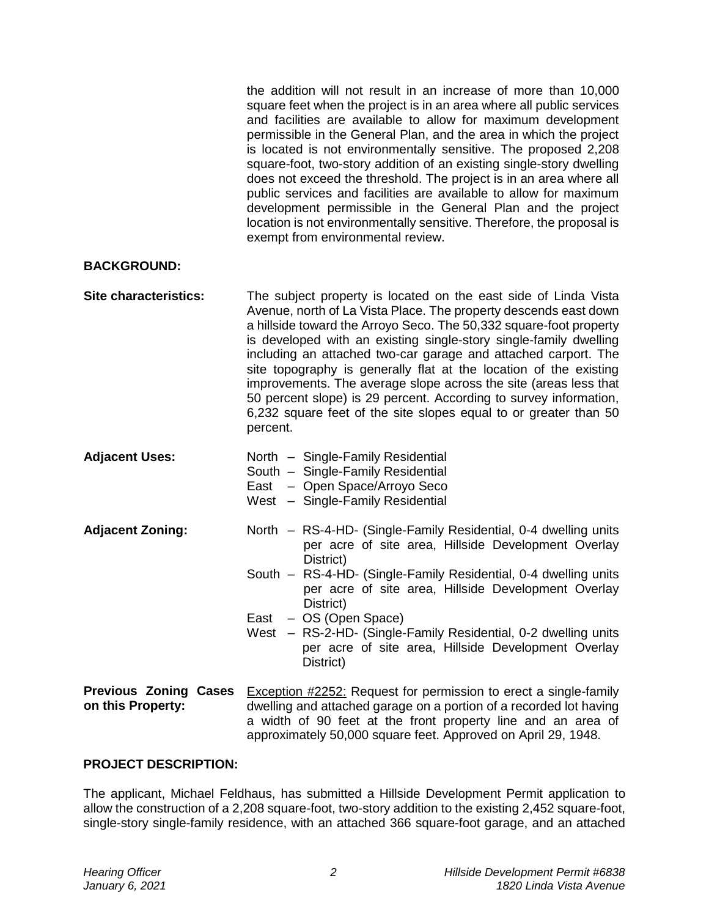the addition will not result in an increase of more than 10,000 square feet when the project is in an area where all public services and facilities are available to allow for maximum development permissible in the General Plan, and the area in which the project is located is not environmentally sensitive. The proposed 2,208 square-foot, two-story addition of an existing single-story dwelling does not exceed the threshold. The project is in an area where all public services and facilities are available to allow for maximum development permissible in the General Plan and the project location is not environmentally sensitive. Therefore, the proposal is exempt from environmental review.

## BACKGROUND:

**Site characteristics:** The subject property is located on the east side of Linda Vista Avenue, north of La Vista Place. The property descends east down a hillside toward the Arroyo Seco. The 50,332 square-foot property is developed with an existing single-story single-family dwelling including an attached two-car garage and attached carport. The site topography is generally flat at the location of the existing improvements. The average slope across the site (areas less that 50 percent slope) is 29 percent. According to survey information, 6,232 square feet of the site slopes equal to or greater than 50 percent.

**Adjacent Uses:**

- North – Single-Family Residential
- South – Single-Family Residential
- East – Open Space/Arroyo Seco
- West – Single-Family Residential

**Adjacent Zoning:**

- North – RS-4-HD- (Single-Family Residential, 0-4 dwelling units per acre of site area, Hillside Development Overlay District)
- South – RS-4-HD- (Single-Family Residential, 0-4 dwelling units per acre of site area, Hillside Development Overlay District)
- East – OS (Open Space)
- West – RS-2-HD- (Single-Family Residential, 0-2 dwelling units per acre of site area, Hillside Development Overlay District)

**Previous Zoning Cases on this Property:** Exception #2252: Request for permission to erect a single-family dwelling and attached garage on a portion of a recorded lot having a width of 90 feet at the front property line and an area of approximately 50,000 square feet. Approved on April 29, 1948.

## PROJECT DESCRIPTION:

The applicant, Michael Feldhaus, has submitted a Hillside Development Permit application to allow the construction of a 2,208 square-foot, two-story addition to the existing 2,452 square-foot, single-story single-family residence, with an attached 366 square-foot garage, and an attached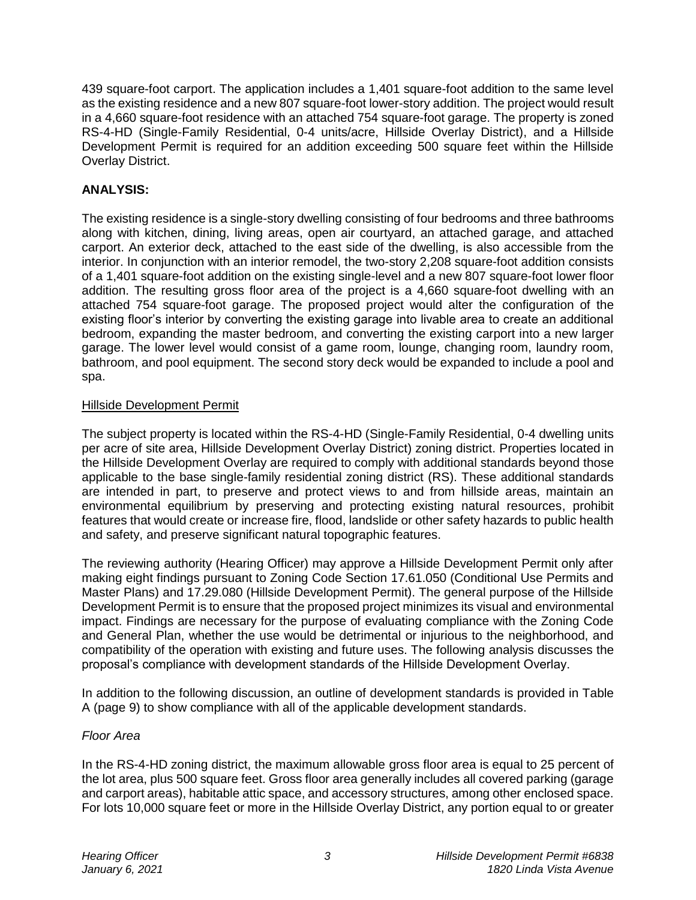439 square-foot carport. The application includes a 1,401 square-foot addition to the same level as the existing residence and a new 807 square-foot lower-story addition. The project would result in a 4,660 square-foot residence with an attached 754 square-foot garage. The property is zoned RS-4-HD (Single-Family Residential, 0-4 units/acre, Hillside Overlay District), and a Hillside Development Permit is required for an addition exceeding 500 square feet within the Hillside Overlay District.

## ANALYSIS:

The existing residence is a single-story dwelling consisting of four bedrooms and three bathrooms along with kitchen, dining, living areas, open air courtyard, an attached garage, and attached carport. An exterior deck, attached to the east side of the dwelling, is also accessible from the interior. In conjunction with an interior remodel, the two-story 2,208 square-foot addition consists of a 1,401 square-foot addition on the existing single-level and a new 807 square-foot lower floor addition. The resulting gross floor area of the project is a 4,660 square-foot dwelling with an attached 754 square-foot garage. The proposed project would alter the configuration of the existing floor's interior by converting the existing garage into livable area to create an additional bedroom, expanding the master bedroom, and converting the existing carport into a new larger garage. The lower level would consist of a game room, lounge, changing room, laundry room, bathroom, and pool equipment. The second story deck would be expanded to include a pool and spa.

### Hillside Development Permit

The subject property is located within the RS-4-HD (Single-Family Residential, 0-4 dwelling units per acre of site area, Hillside Development Overlay District) zoning district. Properties located in the Hillside Development Overlay are required to comply with additional standards beyond those applicable to the base single-family residential zoning district (RS). These additional standards are intended in part, to preserve and protect views to and from hillside areas, maintain an environmental equilibrium by preserving and protecting existing natural resources, prohibit features that would create or increase fire, flood, landslide or other safety hazards to public health and safety, and preserve significant natural topographic features.

The reviewing authority (Hearing Officer) may approve a Hillside Development Permit only after making eight findings pursuant to Zoning Code Section 17.61.050 (Conditional Use Permits and Master Plans) and 17.29.080 (Hillside Development Permit). The general purpose of the Hillside Development Permit is to ensure that the proposed project minimizes its visual and environmental impact. Findings are necessary for the purpose of evaluating compliance with the Zoning Code and General Plan, whether the use would be detrimental or injurious to the neighborhood, and compatibility of the operation with existing and future uses. The following analysis discusses the proposal's compliance with development standards of the Hillside Development Overlay.

In addition to the following discussion, an outline of development standards is provided in Table A (page 9) to show compliance with all of the applicable development standards.

#### *Floor Area*

In the RS-4-HD zoning district, the maximum allowable gross floor area is equal to 25 percent of the lot area, plus 500 square feet. Gross floor area generally includes all covered parking (garage and carport areas), habitable attic space, and accessory structures, among other enclosed space. For lots 10,000 square feet or more in the Hillside Overlay District, any portion equal to or greater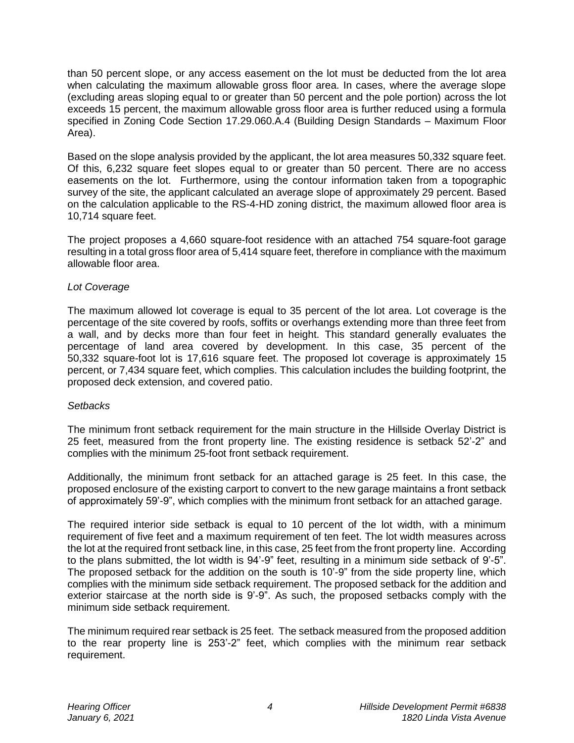than 50 percent slope, or any access easement on the lot must be deducted from the lot area when calculating the maximum allowable gross floor area. In cases, where the average slope (excluding areas sloping equal to or greater than 50 percent and the pole portion) across the lot exceeds 15 percent, the maximum allowable gross floor area is further reduced using a formula specified in Zoning Code Section 17.29.060.A.4 (Building Design Standards – Maximum Floor Area).

Based on the slope analysis provided by the applicant, the lot area measures 50,332 square feet. Of this, 6,232 square feet slopes equal to or greater than 50 percent. There are no access easements on the lot. Furthermore, using the contour information taken from a topographic survey of the site, the applicant calculated an average slope of approximately 29 percent. Based on the calculation applicable to the RS-4-HD zoning district, the maximum allowed floor area is 10,714 square feet.

The project proposes a 4,660 square-foot residence with an attached 754 square-foot garage resulting in a total gross floor area of 5,414 square feet, therefore in compliance with the maximum allowable floor area.

*Lot Coverage*

The maximum allowed lot coverage is equal to 35 percent of the lot area. Lot coverage is the percentage of the site covered by roofs, soffits or overhangs extending more than three feet from a wall, and by decks more than four feet in height. This standard generally evaluates the percentage of land area covered by development. In this case, 35 percent of the 50,332 square-foot lot is 17,616 square feet. The proposed lot coverage is approximately 15 percent, or 7,434 square feet, which complies. This calculation includes the building footprint, the proposed deck extension, and covered patio.

*Setbacks*

The minimum front setback requirement for the main structure in the Hillside Overlay District is 25 feet, measured from the front property line. The existing residence is setback 52'-2" and complies with the minimum 25-foot front setback requirement.

Additionally, the minimum front setback for an attached garage is 25 feet. In this case, the proposed enclosure of the existing carport to convert to the new garage maintains a front setback of approximately 59'-9", which complies with the minimum front setback for an attached garage.

The required interior side setback is equal to 10 percent of the lot width, with a minimum requirement of five feet and a maximum requirement of ten feet. The lot width measures across the lot at the required front setback line, in this case, 25 feet from the front property line. According to the plans submitted, the lot width is 94'-9" feet, resulting in a minimum side setback of 9'-5". The proposed setback for the addition on the south is 10'-9" from the side property line, which complies with the minimum side setback requirement. The proposed setback for the addition and exterior staircase at the north side is 9'-9". As such, the proposed setbacks comply with the minimum side setback requirement.

The minimum required rear setback is 25 feet. The setback measured from the proposed addition to the rear property line is 253'-2" feet, which complies with the minimum rear setback requirement.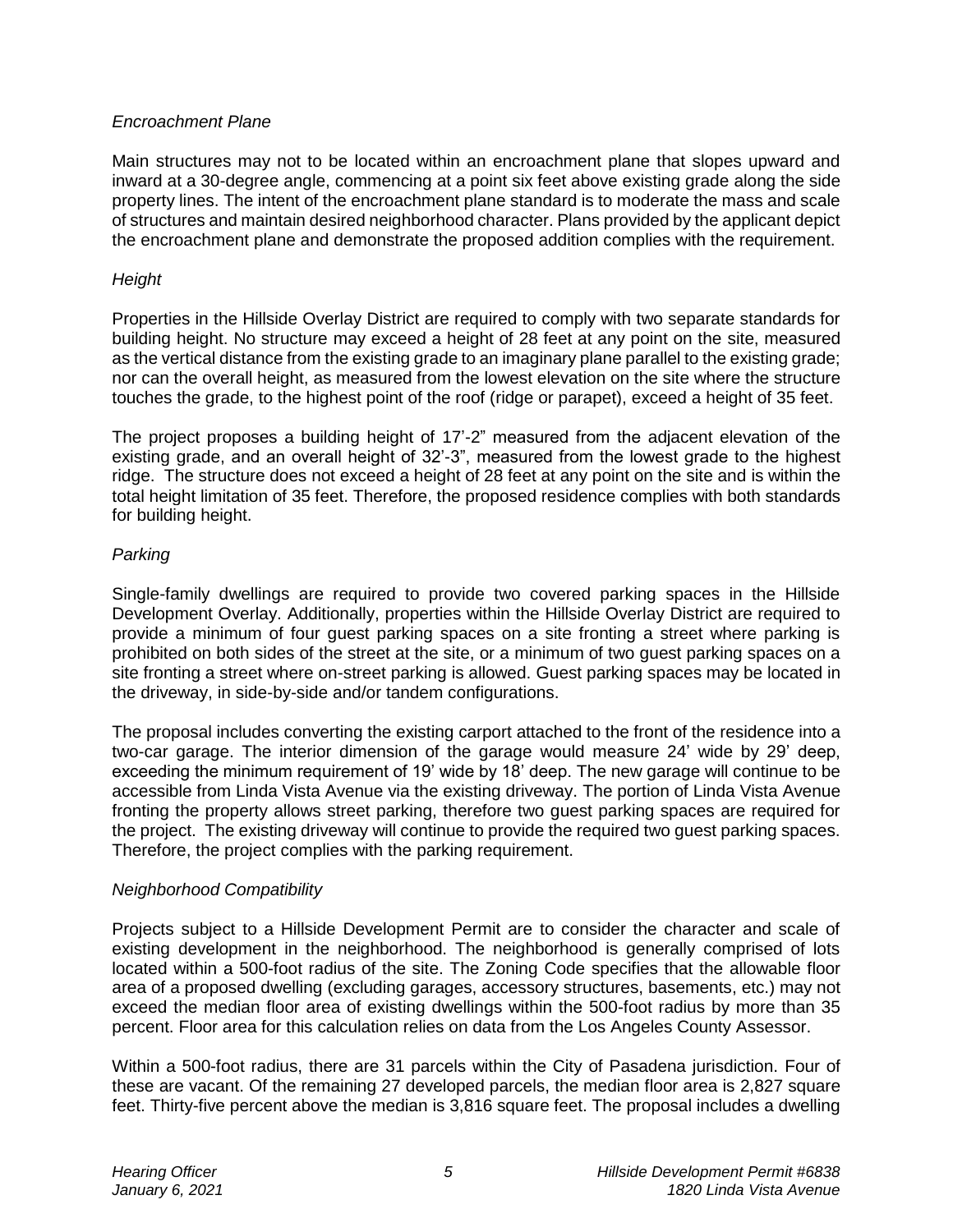*Encroachment Plane*

Main structures may not to be located within an encroachment plane that slopes upward and inward at a 30-degree angle, commencing at a point six feet above existing grade along the side property lines. The intent of the encroachment plane standard is to moderate the mass and scale of structures and maintain desired neighborhood character. Plans provided by the applicant depict the encroachment plane and demonstrate the proposed addition complies with the requirement.

*Height*

Properties in the Hillside Overlay District are required to comply with two separate standards for building height. No structure may exceed a height of 28 feet at any point on the site, measured as the vertical distance from the existing grade to an imaginary plane parallel to the existing grade; nor can the overall height, as measured from the lowest elevation on the site where the structure touches the grade, to the highest point of the roof (ridge or parapet), exceed a height of 35 feet.

The project proposes a building height of 17'-2" measured from the adjacent elevation of the existing grade, and an overall height of 32'-3", measured from the lowest grade to the highest ridge. The structure does not exceed a height of 28 feet at any point on the site and is within the total height limitation of 35 feet. Therefore, the proposed residence complies with both standards for building height.

*Parking*

Single-family dwellings are required to provide two covered parking spaces in the Hillside Development Overlay. Additionally, properties within the Hillside Overlay District are required to provide a minimum of four guest parking spaces on a site fronting a street where parking is prohibited on both sides of the street at the site, or a minimum of two guest parking spaces on a site fronting a street where on-street parking is allowed. Guest parking spaces may be located in the driveway, in side-by-side and/or tandem configurations.

The proposal includes converting the existing carport attached to the front of the residence into a two-car garage. The interior dimension of the garage would measure 24' wide by 29' deep, exceeding the minimum requirement of 19' wide by 18' deep. The new garage will continue to be accessible from Linda Vista Avenue via the existing driveway. The portion of Linda Vista Avenue fronting the property allows street parking, therefore two guest parking spaces are required for the project. The existing driveway will continue to provide the required two guest parking spaces. Therefore, the project complies with the parking requirement.

*Neighborhood Compatibility*

Projects subject to a Hillside Development Permit are to consider the character and scale of existing development in the neighborhood. The neighborhood is generally comprised of lots located within a 500-foot radius of the site. The Zoning Code specifies that the allowable floor area of a proposed dwelling (excluding garages, accessory structures, basements, etc.) may not exceed the median floor area of existing dwellings within the 500-foot radius by more than 35 percent. Floor area for this calculation relies on data from the Los Angeles County Assessor.

Within a 500-foot radius, there are 31 parcels within the City of Pasadena jurisdiction. Four of these are vacant. Of the remaining 27 developed parcels, the median floor area is 2,827 square feet. Thirty-five percent above the median is 3,816 square feet. The proposal includes a dwelling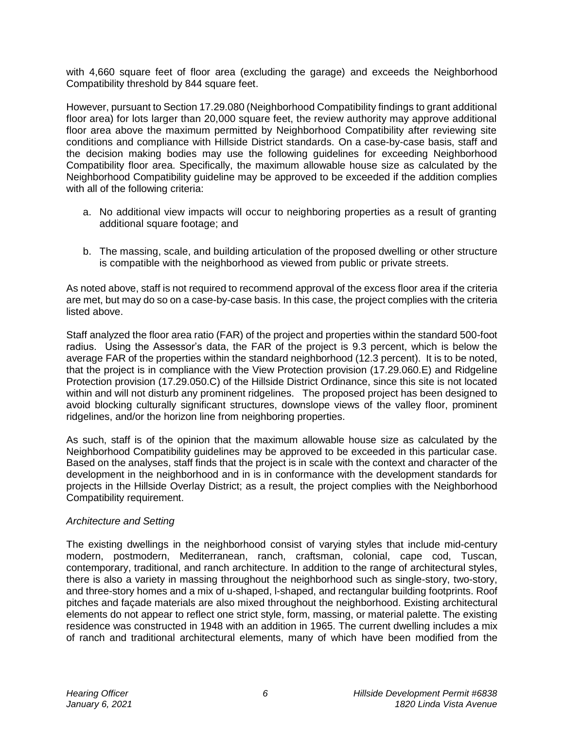with 4,660 square feet of floor area (excluding the garage) and exceeds the Neighborhood Compatibility threshold by 844 square feet.

However, pursuant to Section 17.29.080 (Neighborhood Compatibility findings to grant additional floor area) for lots larger than 20,000 square feet, the review authority may approve additional floor area above the maximum permitted by Neighborhood Compatibility after reviewing site conditions and compliance with Hillside District standards. On a case-by-case basis, staff and the decision making bodies may use the following guidelines for exceeding Neighborhood Compatibility floor area. Specifically, the maximum allowable house size as calculated by the Neighborhood Compatibility guideline may be approved to be exceeded if the addition complies with all of the following criteria:

a. No additional view impacts will occur to neighboring properties as a result of granting additional square footage; and

b. The massing, scale, and building articulation of the proposed dwelling or other structure is compatible with the neighborhood as viewed from public or private streets.

As noted above, staff is not required to recommend approval of the excess floor area if the criteria are met, but may do so on a case-by-case basis. In this case, the project complies with the criteria listed above.

Staff analyzed the floor area ratio (FAR) of the project and properties within the standard 500-foot radius. Using the Assessor's data, the FAR of the project is 9.3 percent, which is below the average FAR of the properties within the standard neighborhood (12.3 percent). It is to be noted, that the project is in compliance with the View Protection provision (17.29.060.E) and Ridgeline Protection provision (17.29.050.C) of the Hillside District Ordinance, since this site is not located within and will not disturb any prominent ridgelines. The proposed project has been designed to avoid blocking culturally significant structures, downslope views of the valley floor, prominent ridgelines, and/or the horizon line from neighboring properties.

As such, staff is of the opinion that the maximum allowable house size as calculated by the Neighborhood Compatibility guidelines may be approved to be exceeded in this particular case. Based on the analyses, staff finds that the project is in scale with the context and character of the development in the neighborhood and in is in conformance with the development standards for projects in the Hillside Overlay District; as a result, the project complies with the Neighborhood Compatibility requirement.

*Architecture and Setting*

The existing dwellings in the neighborhood consist of varying styles that include mid-century modern, postmodern, Mediterranean, ranch, craftsman, colonial, cape cod, Tuscan, contemporary, traditional, and ranch architecture. In addition to the range of architectural styles, there is also a variety in massing throughout the neighborhood such as single-story, two-story, and three-story homes and a mix of u-shaped, l-shaped, and rectangular building footprints. Roof pitches and façade materials are also mixed throughout the neighborhood. Existing architectural elements do not appear to reflect one strict style, form, massing, or material palette. The existing residence was constructed in 1948 with an addition in 1965. The current dwelling includes a mix of ranch and traditional architectural elements, many of which have been modified from the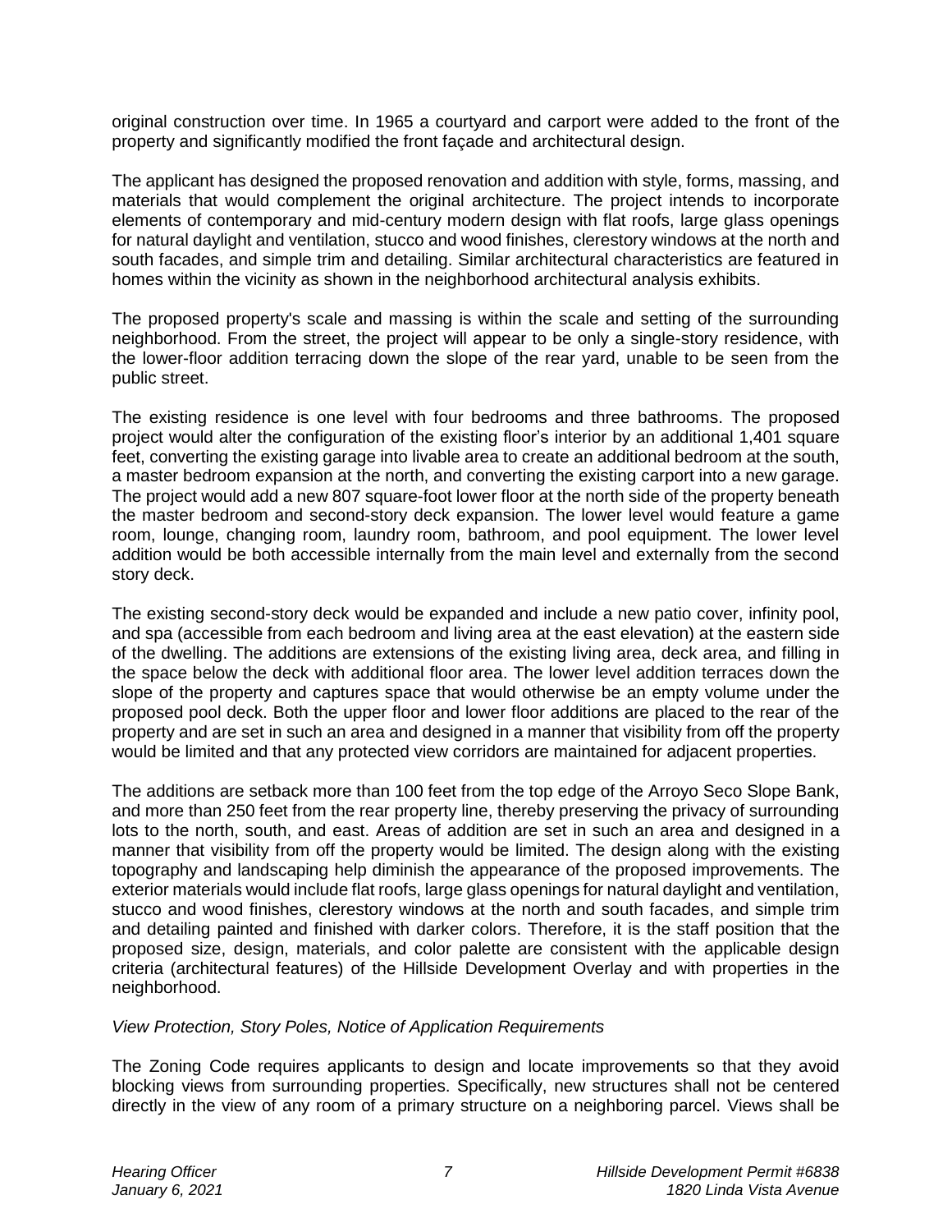original construction over time. In 1965 a courtyard and carport were added to the front of the property and significantly modified the front façade and architectural design.

The applicant has designed the proposed renovation and addition with style, forms, massing, and materials that would complement the original architecture. The project intends to incorporate elements of contemporary and mid-century modern design with flat roofs, large glass openings for natural daylight and ventilation, stucco and wood finishes, clerestory windows at the north and south facades, and simple trim and detailing. Similar architectural characteristics are featured in homes within the vicinity as shown in the neighborhood architectural analysis exhibits.

The proposed property's scale and massing is within the scale and setting of the surrounding neighborhood. From the street, the project will appear to be only a single-story residence, with the lower-floor addition terracing down the slope of the rear yard, unable to be seen from the public street.

The existing residence is one level with four bedrooms and three bathrooms. The proposed project would alter the configuration of the existing floor's interior by an additional 1,401 square feet, converting the existing garage into livable area to create an additional bedroom at the south, a master bedroom expansion at the north, and converting the existing carport into a new garage. The project would add a new 807 square-foot lower floor at the north side of the property beneath the master bedroom and second-story deck expansion. The lower level would feature a game room, lounge, changing room, laundry room, bathroom, and pool equipment. The lower level addition would be both accessible internally from the main level and externally from the second story deck.

The existing second-story deck would be expanded and include a new patio cover, infinity pool, and spa (accessible from each bedroom and living area at the east elevation) at the eastern side of the dwelling. The additions are extensions of the existing living area, deck area, and filling in the space below the deck with additional floor area. The lower level addition terraces down the slope of the property and captures space that would otherwise be an empty volume under the proposed pool deck. Both the upper floor and lower floor additions are placed to the rear of the property and are set in such an area and designed in a manner that visibility from off the property would be limited and that any protected view corridors are maintained for adjacent properties.

The additions are setback more than 100 feet from the top edge of the Arroyo Seco Slope Bank, and more than 250 feet from the rear property line, thereby preserving the privacy of surrounding lots to the north, south, and east. Areas of addition are set in such an area and designed in a manner that visibility from off the property would be limited. The design along with the existing topography and landscaping help diminish the appearance of the proposed improvements. The exterior materials would include flat roofs, large glass openings for natural daylight and ventilation, stucco and wood finishes, clerestory windows at the north and south facades, and simple trim and detailing painted and finished with darker colors. Therefore, it is the staff position that the proposed size, design, materials, and color palette are consistent with the applicable design criteria (architectural features) of the Hillside Development Overlay and with properties in the neighborhood.

*View Protection, Story Poles, Notice of Application Requirements*

The Zoning Code requires applicants to design and locate improvements so that they avoid blocking views from surrounding properties. Specifically, new structures shall not be centered directly in the view of any room of a primary structure on a neighboring parcel. Views shall be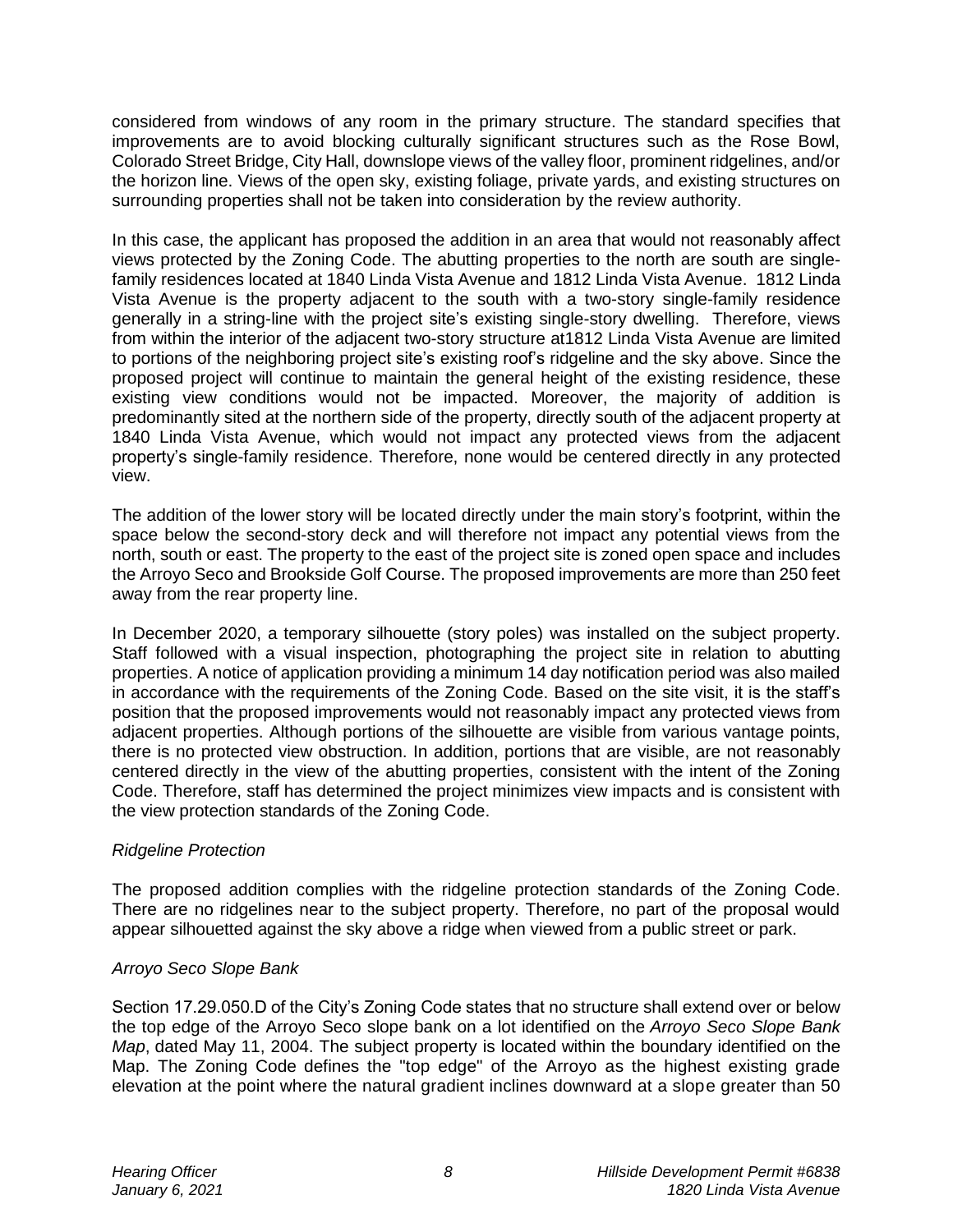considered from windows of any room in the primary structure. The standard specifies that improvements are to avoid blocking culturally significant structures such as the Rose Bowl, Colorado Street Bridge, City Hall, downslope views of the valley floor, prominent ridgelines, and/or the horizon line. Views of the open sky, existing foliage, private yards, and existing structures on surrounding properties shall not be taken into consideration by the review authority.

In this case, the applicant has proposed the addition in an area that would not reasonably affect views protected by the Zoning Code. The abutting properties to the north are south are single-family residences located at 1840 Linda Vista Avenue and 1812 Linda Vista Avenue. 1812 Linda Vista Avenue is the property adjacent to the south with a two-story single-family residence generally in a string-line with the project site's existing single-story dwelling. Therefore, views from within the interior of the adjacent two-story structure at1812 Linda Vista Avenue are limited to portions of the neighboring project site's existing roof's ridgeline and the sky above. Since the proposed project will continue to maintain the general height of the existing residence, these existing view conditions would not be impacted. Moreover, the majority of addition is predominantly sited at the northern side of the property, directly south of the adjacent property at 1840 Linda Vista Avenue, which would not impact any protected views from the adjacent property's single-family residence. Therefore, none would be centered directly in any protected view.

The addition of the lower story will be located directly under the main story's footprint, within the space below the second-story deck and will therefore not impact any potential views from the north, south or east. The property to the east of the project site is zoned open space and includes the Arroyo Seco and Brookside Golf Course. The proposed improvements are more than 250 feet away from the rear property line.

In December 2020, a temporary silhouette (story poles) was installed on the subject property. Staff followed with a visual inspection, photographing the project site in relation to abutting properties. A notice of application providing a minimum 14 day notification period was also mailed in accordance with the requirements of the Zoning Code. Based on the site visit, it is the staff's position that the proposed improvements would not reasonably impact any protected views from adjacent properties. Although portions of the silhouette are visible from various vantage points, there is no protected view obstruction. In addition, portions that are visible, are not reasonably centered directly in the view of the abutting properties, consistent with the intent of the Zoning Code. Therefore, staff has determined the project minimizes view impacts and is consistent with the view protection standards of the Zoning Code.

*Ridgeline Protection*

The proposed addition complies with the ridgeline protection standards of the Zoning Code. There are no ridgelines near to the subject property. Therefore, no part of the proposal would appear silhouetted against the sky above a ridge when viewed from a public street or park.

*Arroyo Seco Slope Bank*

Section 17.29.050.D of the City's Zoning Code states that no structure shall extend over or below the top edge of the Arroyo Seco slope bank on a lot identified on the *Arroyo Seco Slope Bank Map*, dated May 11, 2004. The subject property is located within the boundary identified on the Map. The Zoning Code defines the "top edge" of the Arroyo as the highest existing grade elevation at the point where the natural gradient inclines downward at a slope greater than 50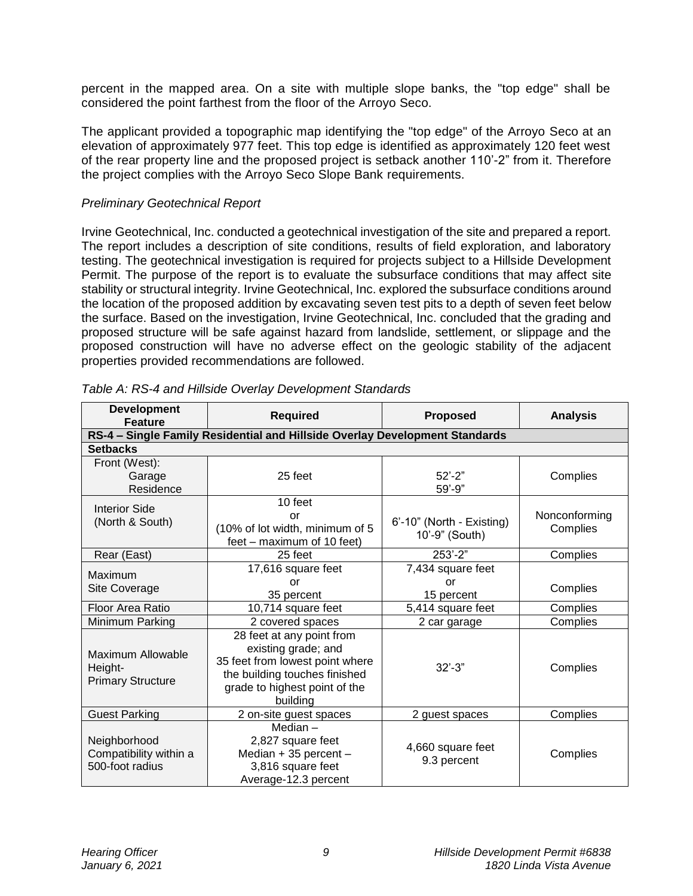percent in the mapped area. On a site with multiple slope banks, the "top edge" shall be considered the point farthest from the floor of the Arroyo Seco.

The applicant provided a topographic map identifying the "top edge" of the Arroyo Seco at an elevation of approximately 977 feet. This top edge is identified as approximately 120 feet west of the rear property line and the proposed project is setback another 110'-2" from it. Therefore the project complies with the Arroyo Seco Slope Bank requirements.

*Preliminary Geotechnical Report*

Irvine Geotechnical, Inc. conducted a geotechnical investigation of the site and prepared a report. The report includes a description of site conditions, results of field exploration, and laboratory testing. The geotechnical investigation is required for projects subject to a Hillside Development Permit. The purpose of the report is to evaluate the subsurface conditions that may affect site stability or structural integrity. Irvine Geotechnical, Inc. explored the subsurface conditions around the location of the proposed addition by excavating seven test pits to a depth of seven feet below the surface. Based on the investigation, Irvine Geotechnical, Inc. concluded that the grading and proposed structure will be safe against hazard from landslide, settlement, or slippage and the proposed construction will have no adverse effect on the geologic stability of the adjacent properties provided recommendations are followed.

*Table A: RS-4 and Hillside Overlay Development Standards*

| Development Feature | Required | Proposed | Analysis |
|---|---|---|---|
| **RS-4 – Single Family Residential and Hillside Overlay Development Standards** | | | |
| **Setbacks** | | | |
| Front (West):<br>Garage<br>Residence | 25 feet | 52'-2"<br>59'-9" | Complies |
| Interior Side<br>(North & South) | 10 feet<br>or<br>(10% of lot width, minimum of 5 feet – maximum of 10 feet) | 6'-10" (North - Existing)<br>10'-9" (South) | Nonconforming<br>Complies |
| Rear (East) | 25 feet | 253'-2" | Complies |
| Maximum Site Coverage | 17,616 square feet<br>or<br>35 percent | 7,434 square feet<br>or<br>15 percent | Complies |
| Floor Area Ratio | 10,714 square feet | 5,414 square feet | Complies |
| Minimum Parking | 2 covered spaces | 2 car garage | Complies |
| Maximum Allowable Height-<br>Primary Structure | 28 feet at any point from existing grade; and<br>35 feet from lowest point where the building touches finished grade to highest point of the building | 32'-3" | Complies |
| Guest Parking | 2 on-site guest spaces | 2 guest spaces | Complies |
| Neighborhood Compatibility within a 500-foot radius | Median –<br>2,827 square feet<br>Median + 35 percent –<br>3,816 square feet<br>Average-12.3 percent | 4,660 square feet<br>9.3 percent | Complies |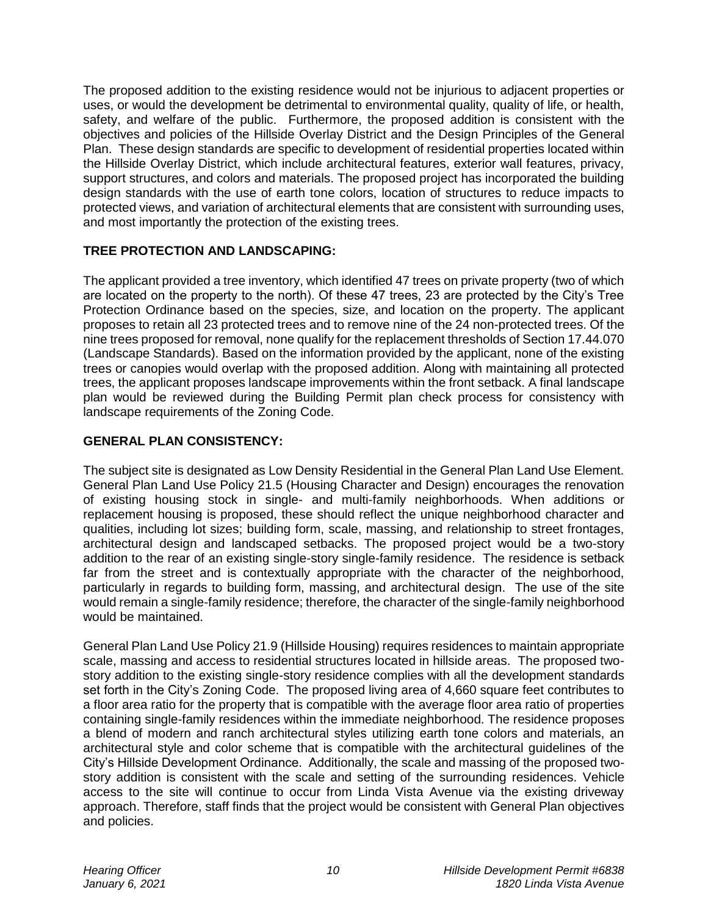The proposed addition to the existing residence would not be injurious to adjacent properties or uses, or would the development be detrimental to environmental quality, quality of life, or health, safety, and welfare of the public. Furthermore, the proposed addition is consistent with the objectives and policies of the Hillside Overlay District and the Design Principles of the General Plan. These design standards are specific to development of residential properties located within the Hillside Overlay District, which include architectural features, exterior wall features, privacy, support structures, and colors and materials. The proposed project has incorporated the building design standards with the use of earth tone colors, location of structures to reduce impacts to protected views, and variation of architectural elements that are consistent with surrounding uses, and most importantly the protection of the existing trees.

**TREE PROTECTION AND LANDSCAPING:**

The applicant provided a tree inventory, which identified 47 trees on private property (two of which are located on the property to the north). Of these 47 trees, 23 are protected by the City's Tree Protection Ordinance based on the species, size, and location on the property. The applicant proposes to retain all 23 protected trees and to remove nine of the 24 non-protected trees. Of the nine trees proposed for removal, none qualify for the replacement thresholds of Section 17.44.070 (Landscape Standards). Based on the information provided by the applicant, none of the existing trees or canopies would overlap with the proposed addition. Along with maintaining all protected trees, the applicant proposes landscape improvements within the front setback. A final landscape plan would be reviewed during the Building Permit plan check process for consistency with landscape requirements of the Zoning Code.

**GENERAL PLAN CONSISTENCY:**

The subject site is designated as Low Density Residential in the General Plan Land Use Element. General Plan Land Use Policy 21.5 (Housing Character and Design) encourages the renovation of existing housing stock in single- and multi-family neighborhoods. When additions or replacement housing is proposed, these should reflect the unique neighborhood character and qualities, including lot sizes; building form, scale, massing, and relationship to street frontages, architectural design and landscaped setbacks. The proposed project would be a two-story addition to the rear of an existing single-story single-family residence. The residence is setback far from the street and is contextually appropriate with the character of the neighborhood, particularly in regards to building form, massing, and architectural design. The use of the site would remain a single-family residence; therefore, the character of the single-family neighborhood would be maintained.

General Plan Land Use Policy 21.9 (Hillside Housing) requires residences to maintain appropriate scale, massing and access to residential structures located in hillside areas. The proposed two-story addition to the existing single-story residence complies with all the development standards set forth in the City's Zoning Code. The proposed living area of 4,660 square feet contributes to a floor area ratio for the property that is compatible with the average floor area ratio of properties containing single-family residences within the immediate neighborhood. The residence proposes a blend of modern and ranch architectural styles utilizing earth tone colors and materials, an architectural style and color scheme that is compatible with the architectural guidelines of the City's Hillside Development Ordinance. Additionally, the scale and massing of the proposed two-story addition is consistent with the scale and setting of the surrounding residences. Vehicle access to the site will continue to occur from Linda Vista Avenue via the existing driveway approach. Therefore, staff finds that the project would be consistent with General Plan objectives and policies.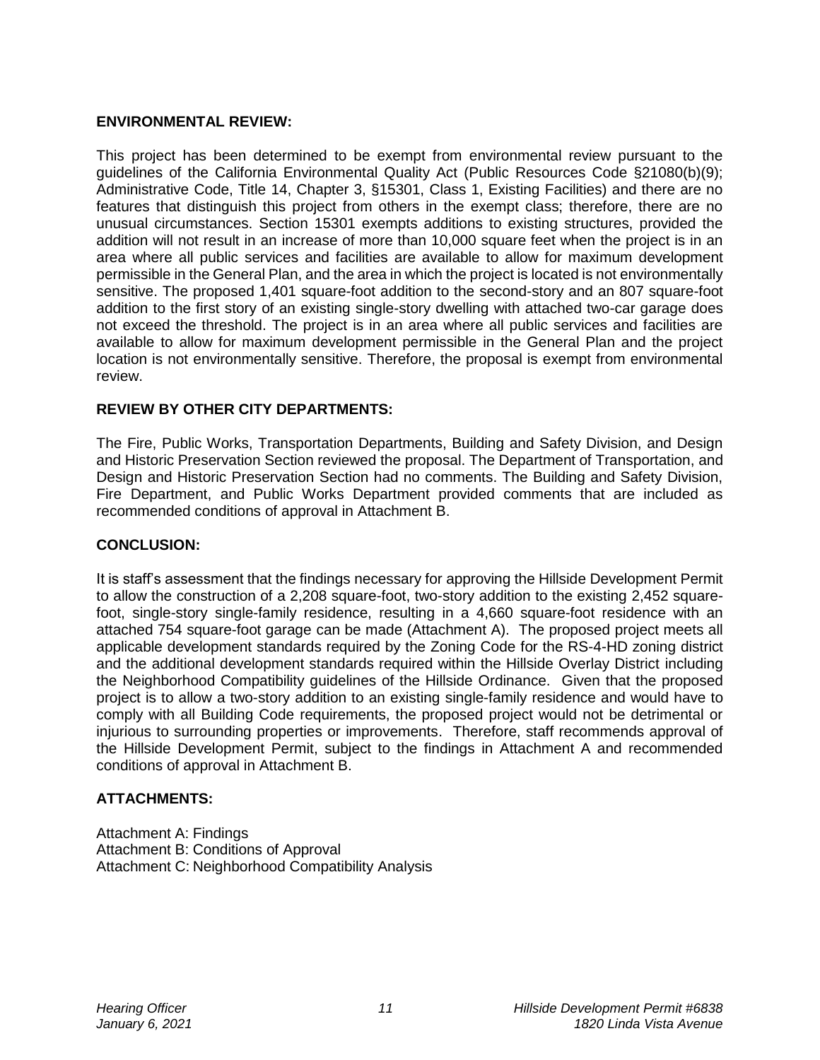**ENVIRONMENTAL REVIEW:**

This project has been determined to be exempt from environmental review pursuant to the guidelines of the California Environmental Quality Act (Public Resources Code §21080(b)(9); Administrative Code, Title 14, Chapter 3, §15301, Class 1, Existing Facilities) and there are no features that distinguish this project from others in the exempt class; therefore, there are no unusual circumstances. Section 15301 exempts additions to existing structures, provided the addition will not result in an increase of more than 10,000 square feet when the project is in an area where all public services and facilities are available to allow for maximum development permissible in the General Plan, and the area in which the project is located is not environmentally sensitive. The proposed 1,401 square-foot addition to the second-story and an 807 square-foot addition to the first story of an existing single-story dwelling with attached two-car garage does not exceed the threshold. The project is in an area where all public services and facilities are available to allow for maximum development permissible in the General Plan and the project location is not environmentally sensitive. Therefore, the proposal is exempt from environmental review.

**REVIEW BY OTHER CITY DEPARTMENTS:**

The Fire, Public Works, Transportation Departments, Building and Safety Division, and Design and Historic Preservation Section reviewed the proposal. The Department of Transportation, and Design and Historic Preservation Section had no comments. The Building and Safety Division, Fire Department, and Public Works Department provided comments that are included as recommended conditions of approval in Attachment B.

**CONCLUSION:**

It is staff's assessment that the findings necessary for approving the Hillside Development Permit to allow the construction of a 2,208 square-foot, two-story addition to the existing 2,452 square-foot, single-story single-family residence, resulting in a 4,660 square-foot residence with an attached 754 square-foot garage can be made (Attachment A). The proposed project meets all applicable development standards required by the Zoning Code for the RS-4-HD zoning district and the additional development standards required within the Hillside Overlay District including the Neighborhood Compatibility guidelines of the Hillside Ordinance. Given that the proposed project is to allow a two-story addition to an existing single-family residence and would have to comply with all Building Code requirements, the proposed project would not be detrimental or injurious to surrounding properties or improvements. Therefore, staff recommends approval of the Hillside Development Permit, subject to the findings in Attachment A and recommended conditions of approval in Attachment B.

**ATTACHMENTS:**

Attachment A: Findings
Attachment B: Conditions of Approval
Attachment C: Neighborhood Compatibility Analysis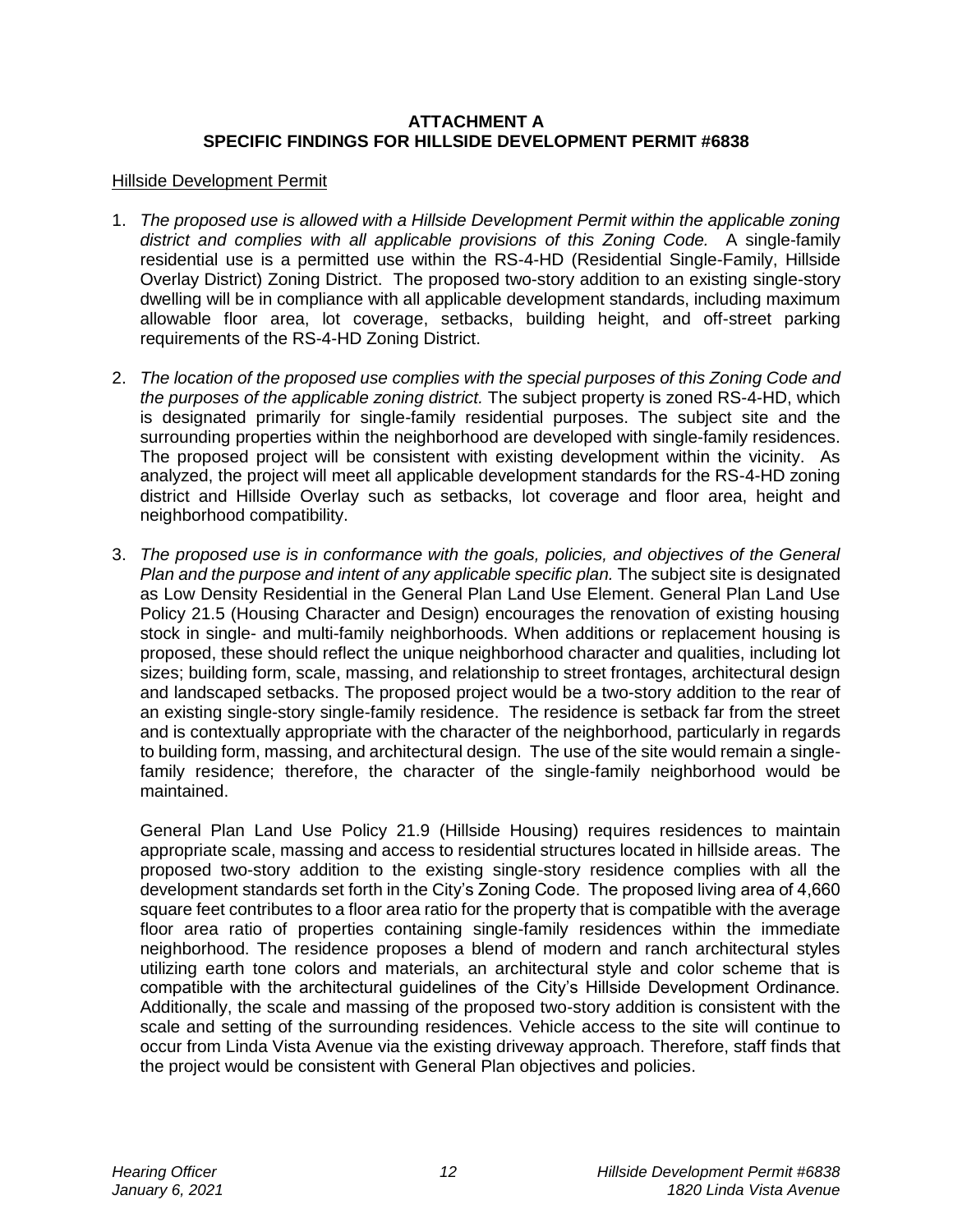**ATTACHMENT A**
**SPECIFIC FINDINGS FOR HILLSIDE DEVELOPMENT PERMIT #6838**

Hillside Development Permit

1. *The proposed use is allowed with a Hillside Development Permit within the applicable zoning district and complies with all applicable provisions of this Zoning Code.* A single-family residential use is a permitted use within the RS-4-HD (Residential Single-Family, Hillside Overlay District) Zoning District. The proposed two-story addition to an existing single-story dwelling will be in compliance with all applicable development standards, including maximum allowable floor area, lot coverage, setbacks, building height, and off-street parking requirements of the RS-4-HD Zoning District.

2. *The location of the proposed use complies with the special purposes of this Zoning Code and the purposes of the applicable zoning district.* The subject property is zoned RS-4-HD, which is designated primarily for single-family residential purposes. The subject site and the surrounding properties within the neighborhood are developed with single-family residences. The proposed project will be consistent with existing development within the vicinity. As analyzed, the project will meet all applicable development standards for the RS-4-HD zoning district and Hillside Overlay such as setbacks, lot coverage and floor area, height and neighborhood compatibility.

3. *The proposed use is in conformance with the goals, policies, and objectives of the General Plan and the purpose and intent of any applicable specific plan.* The subject site is designated as Low Density Residential in the General Plan Land Use Element. General Plan Land Use Policy 21.5 (Housing Character and Design) encourages the renovation of existing housing stock in single- and multi-family neighborhoods. When additions or replacement housing is proposed, these should reflect the unique neighborhood character and qualities, including lot sizes; building form, scale, massing, and relationship to street frontages, architectural design and landscaped setbacks. The proposed project would be a two-story addition to the rear of an existing single-story single-family residence. The residence is setback far from the street and is contextually appropriate with the character of the neighborhood, particularly in regards to building form, massing, and architectural design. The use of the site would remain a single-family residence; therefore, the character of the single-family neighborhood would be maintained.

   General Plan Land Use Policy 21.9 (Hillside Housing) requires residences to maintain appropriate scale, massing and access to residential structures located in hillside areas. The proposed two-story addition to the existing single-story residence complies with all the development standards set forth in the City's Zoning Code. The proposed living area of 4,660 square feet contributes to a floor area ratio for the property that is compatible with the average floor area ratio of properties containing single-family residences within the immediate neighborhood. The residence proposes a blend of modern and ranch architectural styles utilizing earth tone colors and materials, an architectural style and color scheme that is compatible with the architectural guidelines of the City's Hillside Development Ordinance. Additionally, the scale and massing of the proposed two-story addition is consistent with the scale and setting of the surrounding residences. Vehicle access to the site will continue to occur from Linda Vista Avenue via the existing driveway approach. Therefore, staff finds that the project would be consistent with General Plan objectives and policies.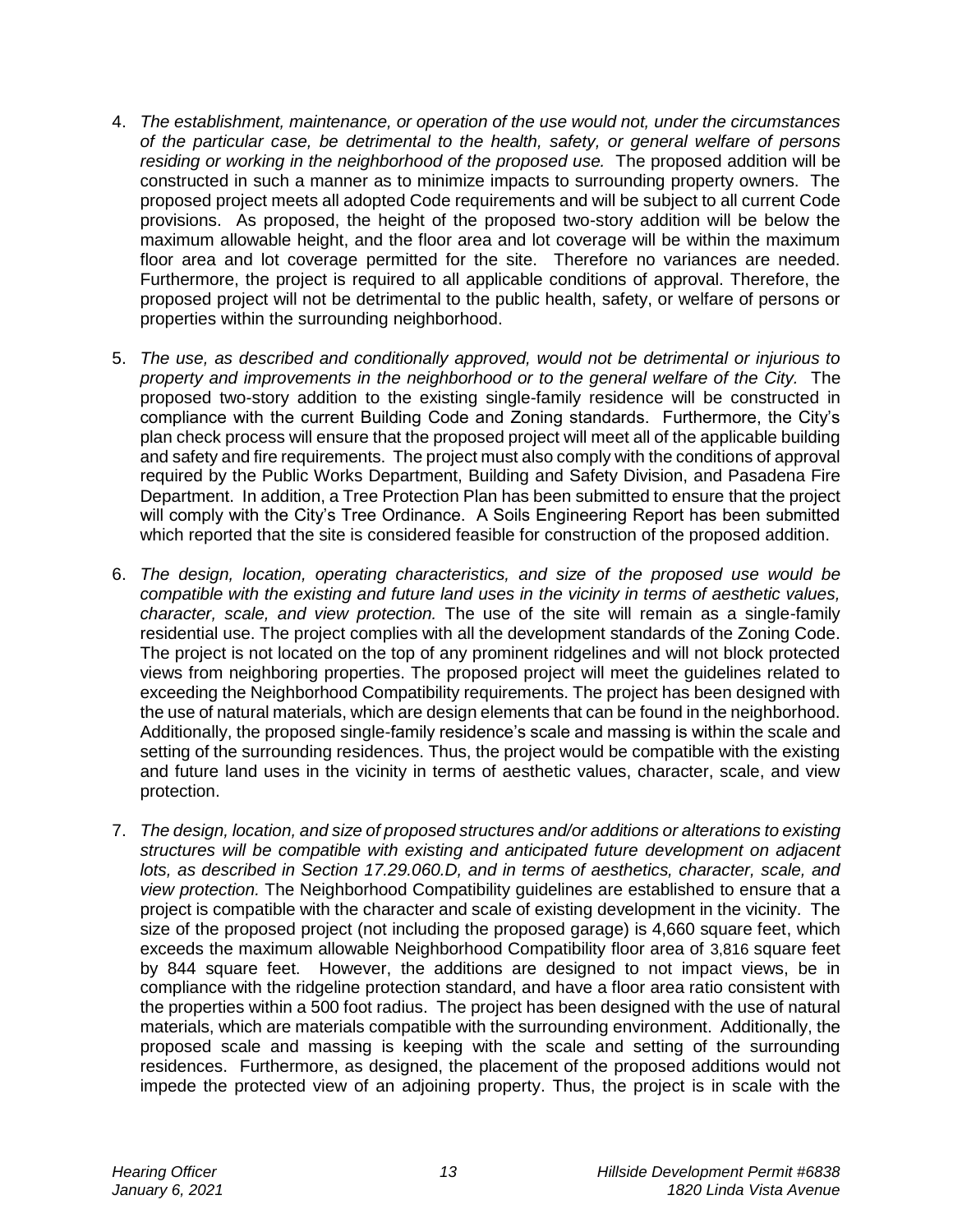4. *The establishment, maintenance, or operation of the use would not, under the circumstances of the particular case, be detrimental to the health, safety, or general welfare of persons residing or working in the neighborhood of the proposed use.* The proposed addition will be constructed in such a manner as to minimize impacts to surrounding property owners. The proposed project meets all adopted Code requirements and will be subject to all current Code provisions. As proposed, the height of the proposed two-story addition will be below the maximum allowable height, and the floor area and lot coverage will be within the maximum floor area and lot coverage permitted for the site. Therefore no variances are needed. Furthermore, the project is required to all applicable conditions of approval. Therefore, the proposed project will not be detrimental to the public health, safety, or welfare of persons or properties within the surrounding neighborhood.

5. *The use, as described and conditionally approved, would not be detrimental or injurious to property and improvements in the neighborhood or to the general welfare of the City.* The proposed two-story addition to the existing single-family residence will be constructed in compliance with the current Building Code and Zoning standards. Furthermore, the City's plan check process will ensure that the proposed project will meet all of the applicable building and safety and fire requirements. The project must also comply with the conditions of approval required by the Public Works Department, Building and Safety Division, and Pasadena Fire Department. In addition, a Tree Protection Plan has been submitted to ensure that the project will comply with the City's Tree Ordinance. A Soils Engineering Report has been submitted which reported that the site is considered feasible for construction of the proposed addition.

6. *The design, location, operating characteristics, and size of the proposed use would be compatible with the existing and future land uses in the vicinity in terms of aesthetic values, character, scale, and view protection.* The use of the site will remain as a single-family residential use. The project complies with all the development standards of the Zoning Code. The project is not located on the top of any prominent ridgelines and will not block protected views from neighboring properties. The proposed project will meet the guidelines related to exceeding the Neighborhood Compatibility requirements. The project has been designed with the use of natural materials, which are design elements that can be found in the neighborhood. Additionally, the proposed single-family residence's scale and massing is within the scale and setting of the surrounding residences. Thus, the project would be compatible with the existing and future land uses in the vicinity in terms of aesthetic values, character, scale, and view protection.

7. *The design, location, and size of proposed structures and/or additions or alterations to existing structures will be compatible with existing and anticipated future development on adjacent lots, as described in Section 17.29.060.D, and in terms of aesthetics, character, scale, and view protection.* The Neighborhood Compatibility guidelines are established to ensure that a project is compatible with the character and scale of existing development in the vicinity. The size of the proposed project (not including the proposed garage) is 4,660 square feet, which exceeds the maximum allowable Neighborhood Compatibility floor area of 3,816 square feet by 844 square feet. However, the additions are designed to not impact views, be in compliance with the ridgeline protection standard, and have a floor area ratio consistent with the properties within a 500 foot radius. The project has been designed with the use of natural materials, which are materials compatible with the surrounding environment. Additionally, the proposed scale and massing is keeping with the scale and setting of the surrounding residences. Furthermore, as designed, the placement of the proposed additions would not impede the protected view of an adjoining property. Thus, the project is in scale with the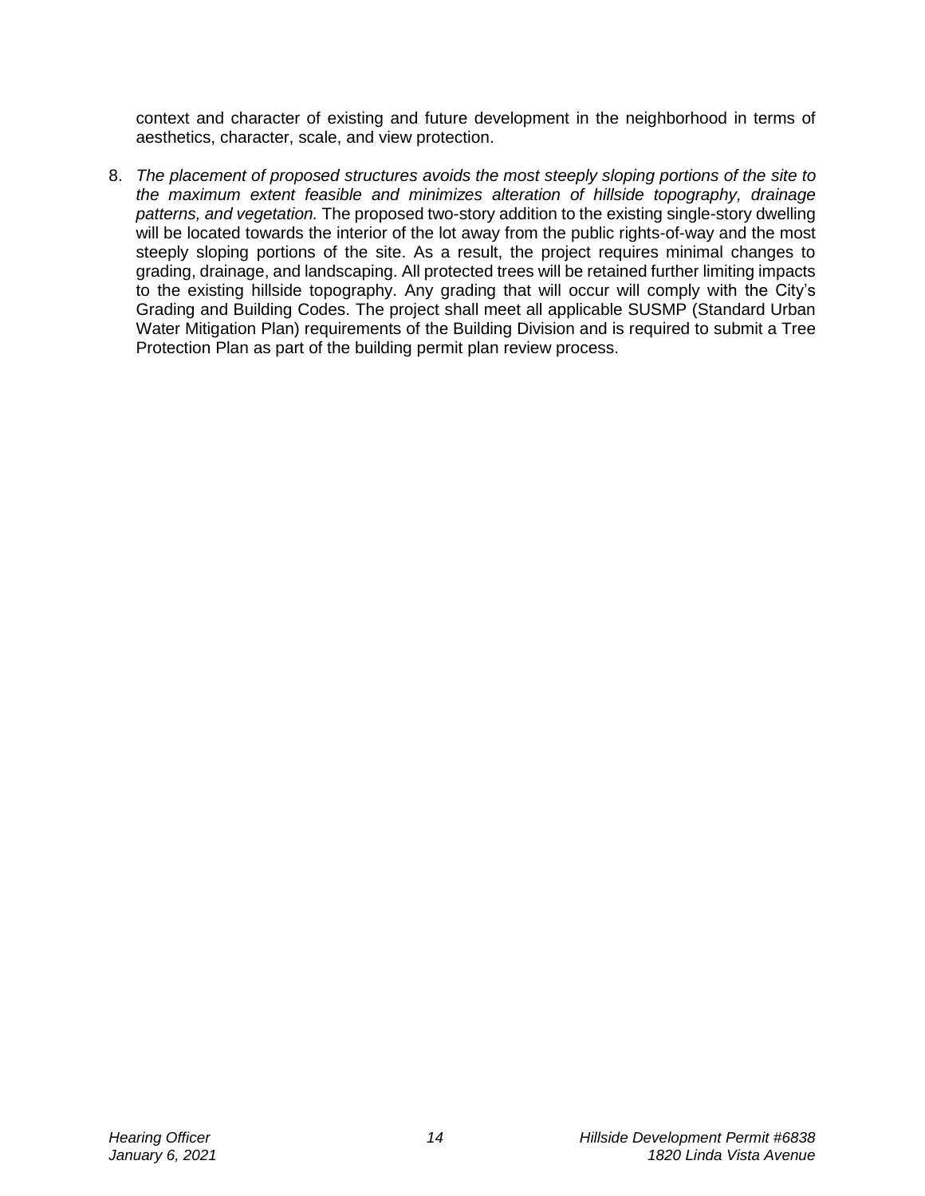context and character of existing and future development in the neighborhood in terms of aesthetics, character, scale, and view protection.

8. *The placement of proposed structures avoids the most steeply sloping portions of the site to the maximum extent feasible and minimizes alteration of hillside topography, drainage patterns, and vegetation.* The proposed two-story addition to the existing single-story dwelling will be located towards the interior of the lot away from the public rights-of-way and the most steeply sloping portions of the site. As a result, the project requires minimal changes to grading, drainage, and landscaping. All protected trees will be retained further limiting impacts to the existing hillside topography. Any grading that will occur will comply with the City's Grading and Building Codes. The project shall meet all applicable SUSMP (Standard Urban Water Mitigation Plan) requirements of the Building Division and is required to submit a Tree Protection Plan as part of the building permit plan review process.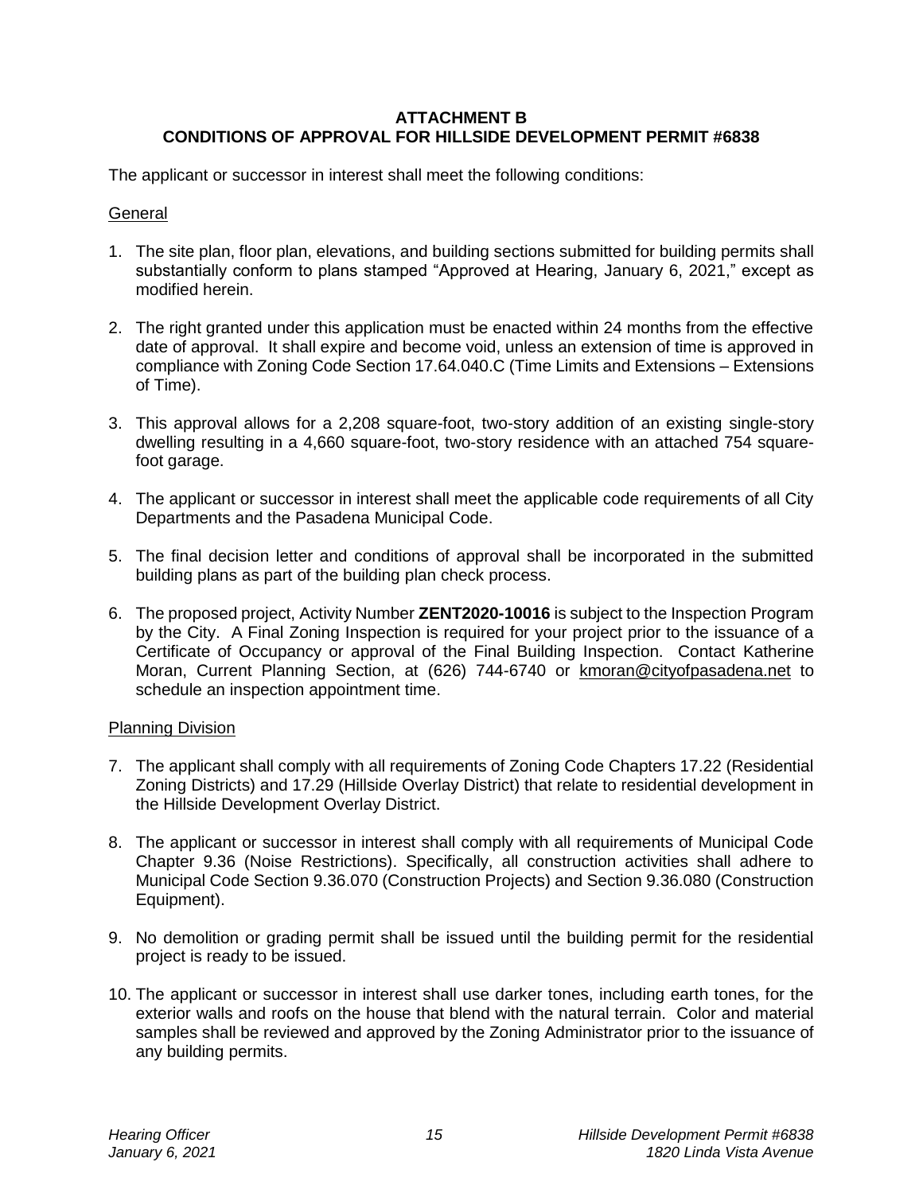**ATTACHMENT B**
**CONDITIONS OF APPROVAL FOR HILLSIDE DEVELOPMENT PERMIT #6838**

The applicant or successor in interest shall meet the following conditions:

General

1. The site plan, floor plan, elevations, and building sections submitted for building permits shall substantially conform to plans stamped "Approved at Hearing, January 6, 2021," except as modified herein.

2. The right granted under this application must be enacted within 24 months from the effective date of approval. It shall expire and become void, unless an extension of time is approved in compliance with Zoning Code Section 17.64.040.C (Time Limits and Extensions – Extensions of Time).

3. This approval allows for a 2,208 square-foot, two-story addition of an existing single-story dwelling resulting in a 4,660 square-foot, two-story residence with an attached 754 square-foot garage.

4. The applicant or successor in interest shall meet the applicable code requirements of all City Departments and the Pasadena Municipal Code.

5. The final decision letter and conditions of approval shall be incorporated in the submitted building plans as part of the building plan check process.

6. The proposed project, Activity Number **ZENT2020-10016** is subject to the Inspection Program by the City. A Final Zoning Inspection is required for your project prior to the issuance of a Certificate of Occupancy or approval of the Final Building Inspection. Contact Katherine Moran, Current Planning Section, at (626) 744-6740 or kmoran@cityofpasadena.net to schedule an inspection appointment time.

Planning Division

7. The applicant shall comply with all requirements of Zoning Code Chapters 17.22 (Residential Zoning Districts) and 17.29 (Hillside Overlay District) that relate to residential development in the Hillside Development Overlay District.

8. The applicant or successor in interest shall comply with all requirements of Municipal Code Chapter 9.36 (Noise Restrictions). Specifically, all construction activities shall adhere to Municipal Code Section 9.36.070 (Construction Projects) and Section 9.36.080 (Construction Equipment).

9. No demolition or grading permit shall be issued until the building permit for the residential project is ready to be issued.

10. The applicant or successor in interest shall use darker tones, including earth tones, for the exterior walls and roofs on the house that blend with the natural terrain. Color and material samples shall be reviewed and approved by the Zoning Administrator prior to the issuance of any building permits.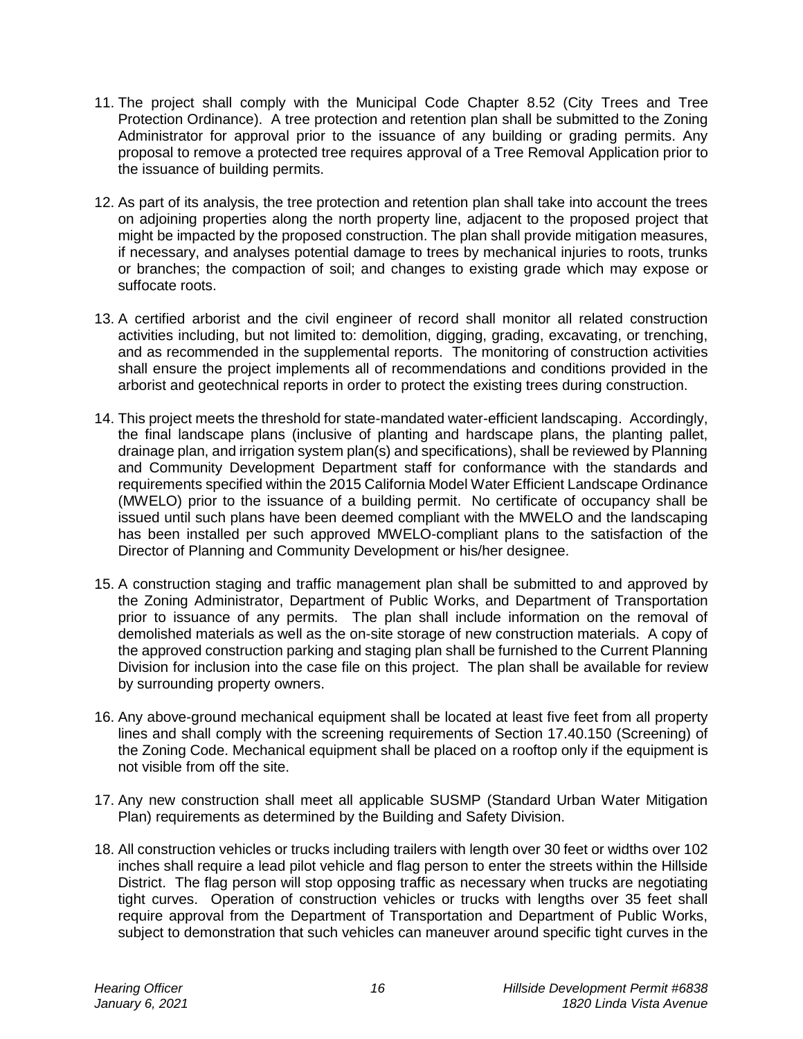11. The project shall comply with the Municipal Code Chapter 8.52 (City Trees and Tree Protection Ordinance). A tree protection and retention plan shall be submitted to the Zoning Administrator for approval prior to the issuance of any building or grading permits. Any proposal to remove a protected tree requires approval of a Tree Removal Application prior to the issuance of building permits.

12. As part of its analysis, the tree protection and retention plan shall take into account the trees on adjoining properties along the north property line, adjacent to the proposed project that might be impacted by the proposed construction. The plan shall provide mitigation measures, if necessary, and analyses potential damage to trees by mechanical injuries to roots, trunks or branches; the compaction of soil; and changes to existing grade which may expose or suffocate roots.

13. A certified arborist and the civil engineer of record shall monitor all related construction activities including, but not limited to: demolition, digging, grading, excavating, or trenching, and as recommended in the supplemental reports. The monitoring of construction activities shall ensure the project implements all of recommendations and conditions provided in the arborist and geotechnical reports in order to protect the existing trees during construction.

14. This project meets the threshold for state-mandated water-efficient landscaping. Accordingly, the final landscape plans (inclusive of planting and hardscape plans, the planting pallet, drainage plan, and irrigation system plan(s) and specifications), shall be reviewed by Planning and Community Development Department staff for conformance with the standards and requirements specified within the 2015 California Model Water Efficient Landscape Ordinance (MWELO) prior to the issuance of a building permit. No certificate of occupancy shall be issued until such plans have been deemed compliant with the MWELO and the landscaping has been installed per such approved MWELO-compliant plans to the satisfaction of the Director of Planning and Community Development or his/her designee.

15. A construction staging and traffic management plan shall be submitted to and approved by the Zoning Administrator, Department of Public Works, and Department of Transportation prior to issuance of any permits. The plan shall include information on the removal of demolished materials as well as the on-site storage of new construction materials. A copy of the approved construction parking and staging plan shall be furnished to the Current Planning Division for inclusion into the case file on this project. The plan shall be available for review by surrounding property owners.

16. Any above-ground mechanical equipment shall be located at least five feet from all property lines and shall comply with the screening requirements of Section 17.40.150 (Screening) of the Zoning Code. Mechanical equipment shall be placed on a rooftop only if the equipment is not visible from off the site.

17. Any new construction shall meet all applicable SUSMP (Standard Urban Water Mitigation Plan) requirements as determined by the Building and Safety Division.

18. All construction vehicles or trucks including trailers with length over 30 feet or widths over 102 inches shall require a lead pilot vehicle and flag person to enter the streets within the Hillside District. The flag person will stop opposing traffic as necessary when trucks are negotiating tight curves. Operation of construction vehicles or trucks with lengths over 35 feet shall require approval from the Department of Transportation and Department of Public Works, subject to demonstration that such vehicles can maneuver around specific tight curves in the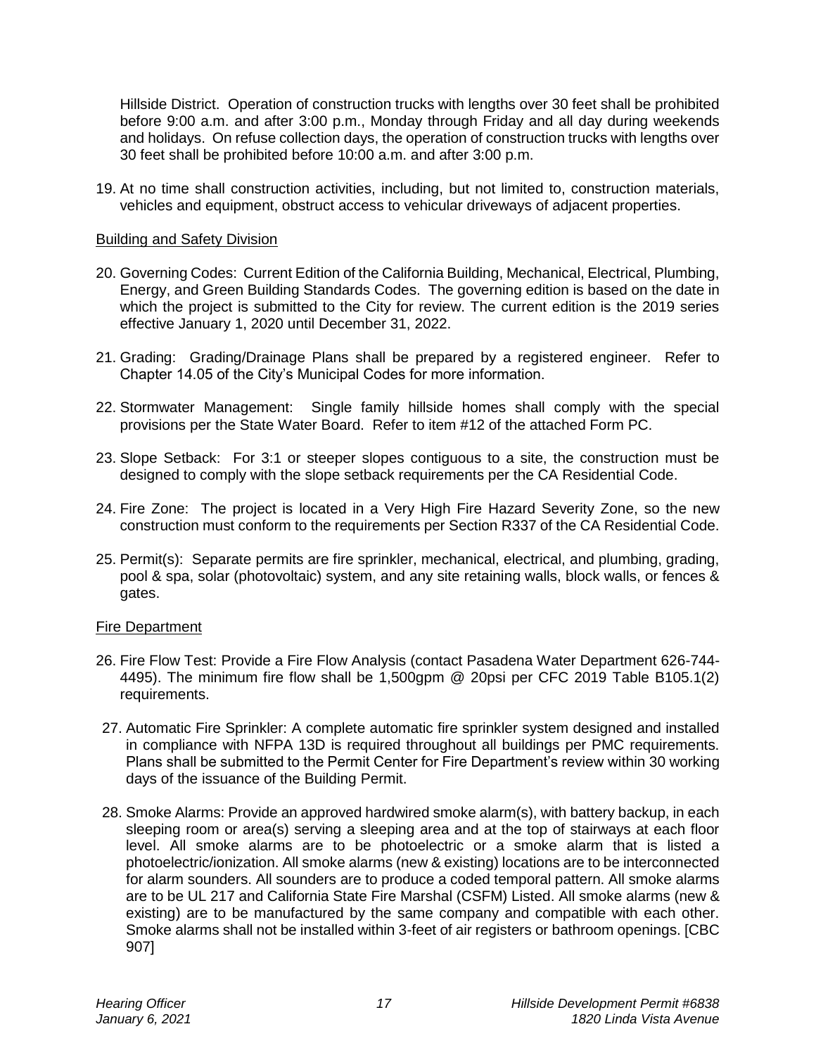Hillside District. Operation of construction trucks with lengths over 30 feet shall be prohibited before 9:00 a.m. and after 3:00 p.m., Monday through Friday and all day during weekends and holidays. On refuse collection days, the operation of construction trucks with lengths over 30 feet shall be prohibited before 10:00 a.m. and after 3:00 p.m.

19. At no time shall construction activities, including, but not limited to, construction materials, vehicles and equipment, obstruct access to vehicular driveways of adjacent properties.

<u>Building and Safety Division</u>

20. Governing Codes: Current Edition of the California Building, Mechanical, Electrical, Plumbing, Energy, and Green Building Standards Codes. The governing edition is based on the date in which the project is submitted to the City for review. The current edition is the 2019 series effective January 1, 2020 until December 31, 2022.

21. Grading: Grading/Drainage Plans shall be prepared by a registered engineer. Refer to Chapter 14.05 of the City's Municipal Codes for more information.

22. Stormwater Management: Single family hillside homes shall comply with the special provisions per the State Water Board. Refer to item #12 of the attached Form PC.

23. Slope Setback: For 3:1 or steeper slopes contiguous to a site, the construction must be designed to comply with the slope setback requirements per the CA Residential Code.

24. Fire Zone: The project is located in a Very High Fire Hazard Severity Zone, so the new construction must conform to the requirements per Section R337 of the CA Residential Code.

25. Permit(s): Separate permits are fire sprinkler, mechanical, electrical, and plumbing, grading, pool & spa, solar (photovoltaic) system, and any site retaining walls, block walls, or fences & gates.

<u>Fire Department</u>

26. Fire Flow Test: Provide a Fire Flow Analysis (contact Pasadena Water Department 626-744-4495). The minimum fire flow shall be 1,500gpm @ 20psi per CFC 2019 Table B105.1(2) requirements.

27. Automatic Fire Sprinkler: A complete automatic fire sprinkler system designed and installed in compliance with NFPA 13D is required throughout all buildings per PMC requirements. Plans shall be submitted to the Permit Center for Fire Department's review within 30 working days of the issuance of the Building Permit.

28. Smoke Alarms: Provide an approved hardwired smoke alarm(s), with battery backup, in each sleeping room or area(s) serving a sleeping area and at the top of stairways at each floor level. All smoke alarms are to be photoelectric or a smoke alarm that is listed a photoelectric/ionization. All smoke alarms (new & existing) locations are to be interconnected for alarm sounders. All sounders are to produce a coded temporal pattern. All smoke alarms are to be UL 217 and California State Fire Marshal (CSFM) Listed. All smoke alarms (new & existing) are to be manufactured by the same company and compatible with each other. Smoke alarms shall not be installed within 3-feet of air registers or bathroom openings. [CBC 907]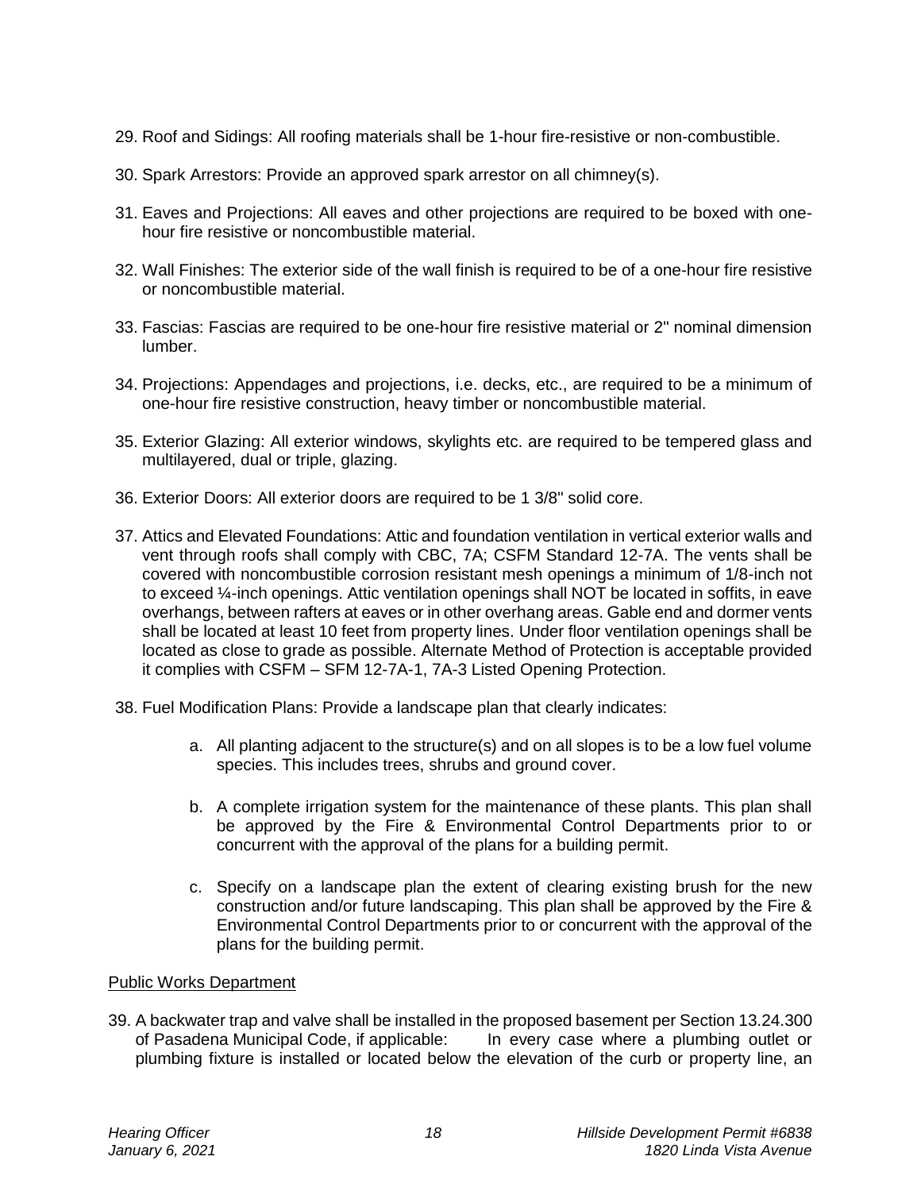29. Roof and Sidings: All roofing materials shall be 1-hour fire-resistive or non-combustible.

30. Spark Arrestors: Provide an approved spark arrestor on all chimney(s).

31. Eaves and Projections: All eaves and other projections are required to be boxed with one-hour fire resistive or noncombustible material.

32. Wall Finishes: The exterior side of the wall finish is required to be of a one-hour fire resistive or noncombustible material.

33. Fascias: Fascias are required to be one-hour fire resistive material or 2" nominal dimension lumber.

34. Projections: Appendages and projections, i.e. decks, etc., are required to be a minimum of one-hour fire resistive construction, heavy timber or noncombustible material.

35. Exterior Glazing: All exterior windows, skylights etc. are required to be tempered glass and multilayered, dual or triple, glazing.

36. Exterior Doors: All exterior doors are required to be 1 3/8" solid core.

37. Attics and Elevated Foundations: Attic and foundation ventilation in vertical exterior walls and vent through roofs shall comply with CBC, 7A; CSFM Standard 12-7A. The vents shall be covered with noncombustible corrosion resistant mesh openings a minimum of 1/8-inch not to exceed ¼-inch openings. Attic ventilation openings shall NOT be located in soffits, in eave overhangs, between rafters at eaves or in other overhang areas. Gable end and dormer vents shall be located at least 10 feet from property lines. Under floor ventilation openings shall be located as close to grade as possible. Alternate Method of Protection is acceptable provided it complies with CSFM – SFM 12-7A-1, 7A-3 Listed Opening Protection.

38. Fuel Modification Plans: Provide a landscape plan that clearly indicates:

    a. All planting adjacent to the structure(s) and on all slopes is to be a low fuel volume species. This includes trees, shrubs and ground cover.

    b. A complete irrigation system for the maintenance of these plants. This plan shall be approved by the Fire & Environmental Control Departments prior to or concurrent with the approval of the plans for a building permit.

    c. Specify on a landscape plan the extent of clearing existing brush for the new construction and/or future landscaping. This plan shall be approved by the Fire & Environmental Control Departments prior to or concurrent with the approval of the plans for the building permit.

Public Works Department

39. A backwater trap and valve shall be installed in the proposed basement per Section 13.24.300 of Pasadena Municipal Code, if applicable: In every case where a plumbing outlet or plumbing fixture is installed or located below the elevation of the curb or property line, an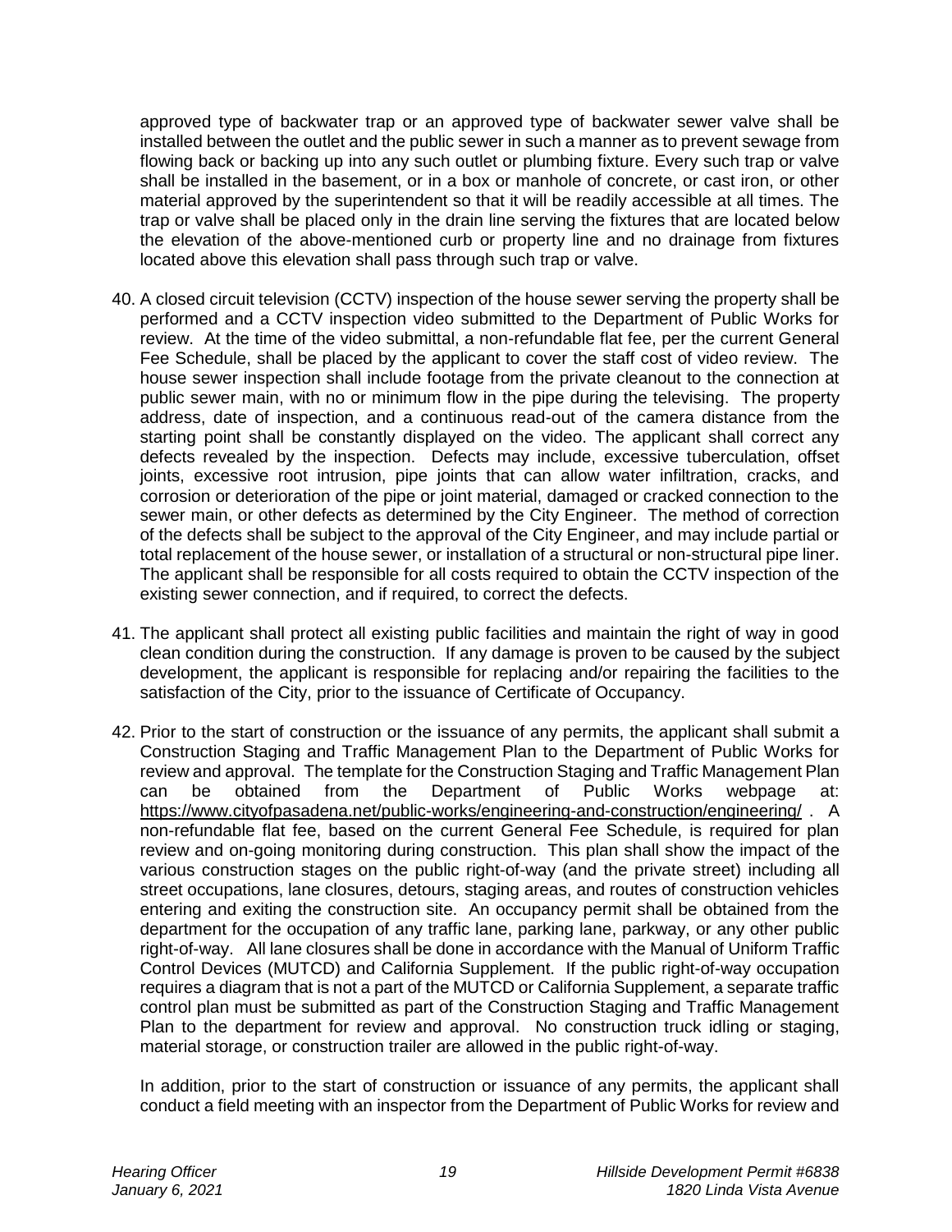approved type of backwater trap or an approved type of backwater sewer valve shall be installed between the outlet and the public sewer in such a manner as to prevent sewage from flowing back or backing up into any such outlet or plumbing fixture. Every such trap or valve shall be installed in the basement, or in a box or manhole of concrete, or cast iron, or other material approved by the superintendent so that it will be readily accessible at all times. The trap or valve shall be placed only in the drain line serving the fixtures that are located below the elevation of the above-mentioned curb or property line and no drainage from fixtures located above this elevation shall pass through such trap or valve.

40. A closed circuit television (CCTV) inspection of the house sewer serving the property shall be performed and a CCTV inspection video submitted to the Department of Public Works for review. At the time of the video submittal, a non-refundable flat fee, per the current General Fee Schedule, shall be placed by the applicant to cover the staff cost of video review. The house sewer inspection shall include footage from the private cleanout to the connection at public sewer main, with no or minimum flow in the pipe during the televising. The property address, date of inspection, and a continuous read-out of the camera distance from the starting point shall be constantly displayed on the video. The applicant shall correct any defects revealed by the inspection. Defects may include, excessive tuberculation, offset joints, excessive root intrusion, pipe joints that can allow water infiltration, cracks, and corrosion or deterioration of the pipe or joint material, damaged or cracked connection to the sewer main, or other defects as determined by the City Engineer. The method of correction of the defects shall be subject to the approval of the City Engineer, and may include partial or total replacement of the house sewer, or installation of a structural or non-structural pipe liner. The applicant shall be responsible for all costs required to obtain the CCTV inspection of the existing sewer connection, and if required, to correct the defects.

41. The applicant shall protect all existing public facilities and maintain the right of way in good clean condition during the construction. If any damage is proven to be caused by the subject development, the applicant is responsible for replacing and/or repairing the facilities to the satisfaction of the City, prior to the issuance of Certificate of Occupancy.

42. Prior to the start of construction or the issuance of any permits, the applicant shall submit a Construction Staging and Traffic Management Plan to the Department of Public Works for review and approval. The template for the Construction Staging and Traffic Management Plan can be obtained from the Department of Public Works webpage at: https://www.cityofpasadena.net/public-works/engineering-and-construction/engineering/ . A non-refundable flat fee, based on the current General Fee Schedule, is required for plan review and on-going monitoring during construction. This plan shall show the impact of the various construction stages on the public right-of-way (and the private street) including all street occupations, lane closures, detours, staging areas, and routes of construction vehicles entering and exiting the construction site. An occupancy permit shall be obtained from the department for the occupation of any traffic lane, parking lane, parkway, or any other public right-of-way. All lane closures shall be done in accordance with the Manual of Uniform Traffic Control Devices (MUTCD) and California Supplement. If the public right-of-way occupation requires a diagram that is not a part of the MUTCD or California Supplement, a separate traffic control plan must be submitted as part of the Construction Staging and Traffic Management Plan to the department for review and approval. No construction truck idling or staging, material storage, or construction trailer are allowed in the public right-of-way.

    In addition, prior to the start of construction or issuance of any permits, the applicant shall conduct a field meeting with an inspector from the Department of Public Works for review and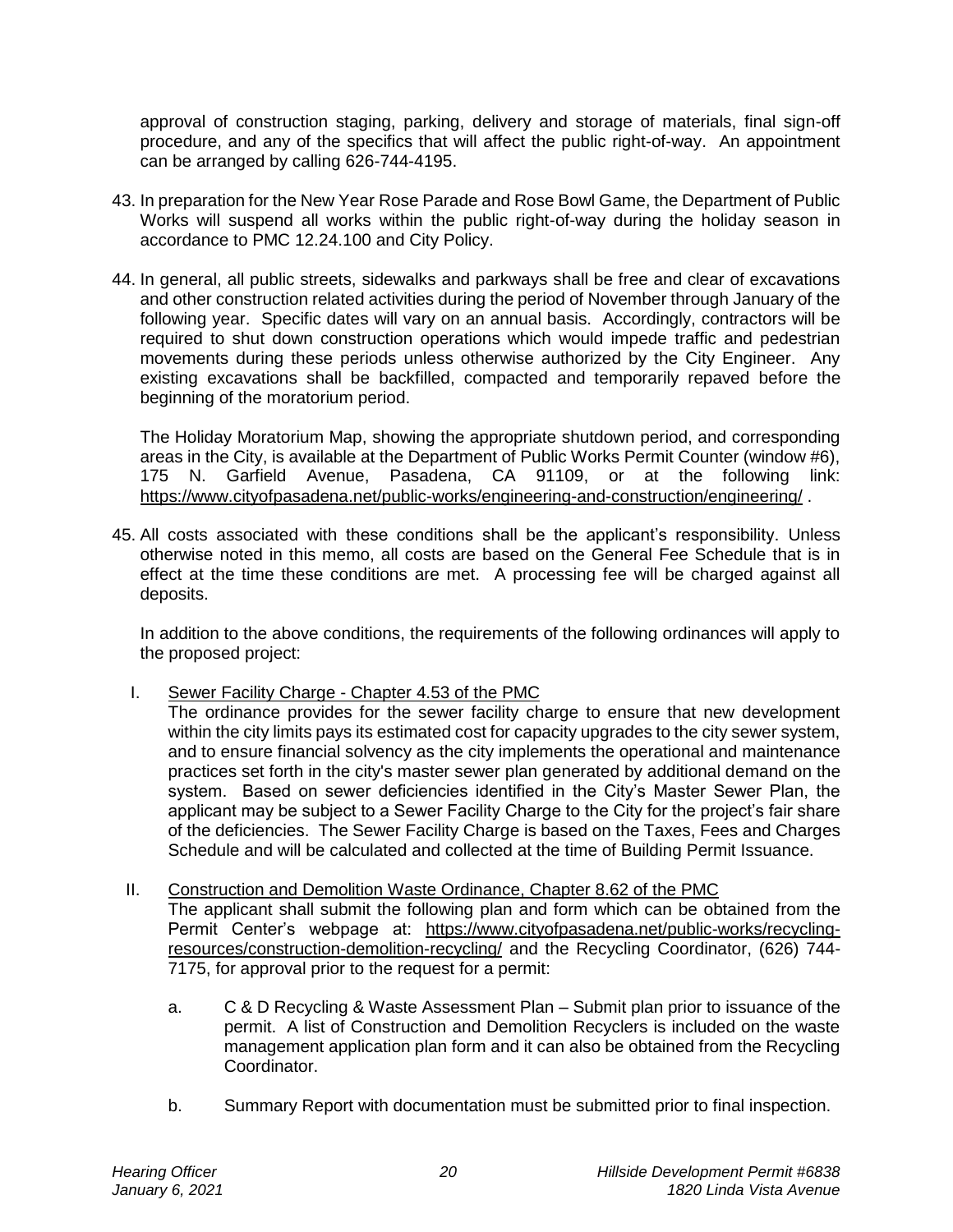approval of construction staging, parking, delivery and storage of materials, final sign-off procedure, and any of the specifics that will affect the public right-of-way. An appointment can be arranged by calling 626-744-4195.

43. In preparation for the New Year Rose Parade and Rose Bowl Game, the Department of Public Works will suspend all works within the public right-of-way during the holiday season in accordance to PMC 12.24.100 and City Policy.

44. In general, all public streets, sidewalks and parkways shall be free and clear of excavations and other construction related activities during the period of November through January of the following year. Specific dates will vary on an annual basis. Accordingly, contractors will be required to shut down construction operations which would impede traffic and pedestrian movements during these periods unless otherwise authorized by the City Engineer. Any existing excavations shall be backfilled, compacted and temporarily repaved before the beginning of the moratorium period.

    The Holiday Moratorium Map, showing the appropriate shutdown period, and corresponding areas in the City, is available at the Department of Public Works Permit Counter (window #6), 175 N. Garfield Avenue, Pasadena, CA 91109, or at the following link: https://www.cityofpasadena.net/public-works/engineering-and-construction/engineering/ .

45. All costs associated with these conditions shall be the applicant's responsibility. Unless otherwise noted in this memo, all costs are based on the General Fee Schedule that is in effect at the time these conditions are met. A processing fee will be charged against all deposits.

    In addition to the above conditions, the requirements of the following ordinances will apply to the proposed project:

    I. Sewer Facility Charge - Chapter 4.53 of the PMC
       The ordinance provides for the sewer facility charge to ensure that new development within the city limits pays its estimated cost for capacity upgrades to the city sewer system, and to ensure financial solvency as the city implements the operational and maintenance practices set forth in the city's master sewer plan generated by additional demand on the system. Based on sewer deficiencies identified in the City's Master Sewer Plan, the applicant may be subject to a Sewer Facility Charge to the City for the project's fair share of the deficiencies. The Sewer Facility Charge is based on the Taxes, Fees and Charges Schedule and will be calculated and collected at the time of Building Permit Issuance.

    II. Construction and Demolition Waste Ordinance, Chapter 8.62 of the PMC
        The applicant shall submit the following plan and form which can be obtained from the Permit Center's webpage at: https://www.cityofpasadena.net/public-works/recycling-resources/construction-demolition-recycling/ and the Recycling Coordinator, (626) 744-7175, for approval prior to the request for a permit:

        a. C & D Recycling & Waste Assessment Plan – Submit plan prior to issuance of the permit. A list of Construction and Demolition Recyclers is included on the waste management application plan form and it can also be obtained from the Recycling Coordinator.

        b. Summary Report with documentation must be submitted prior to final inspection.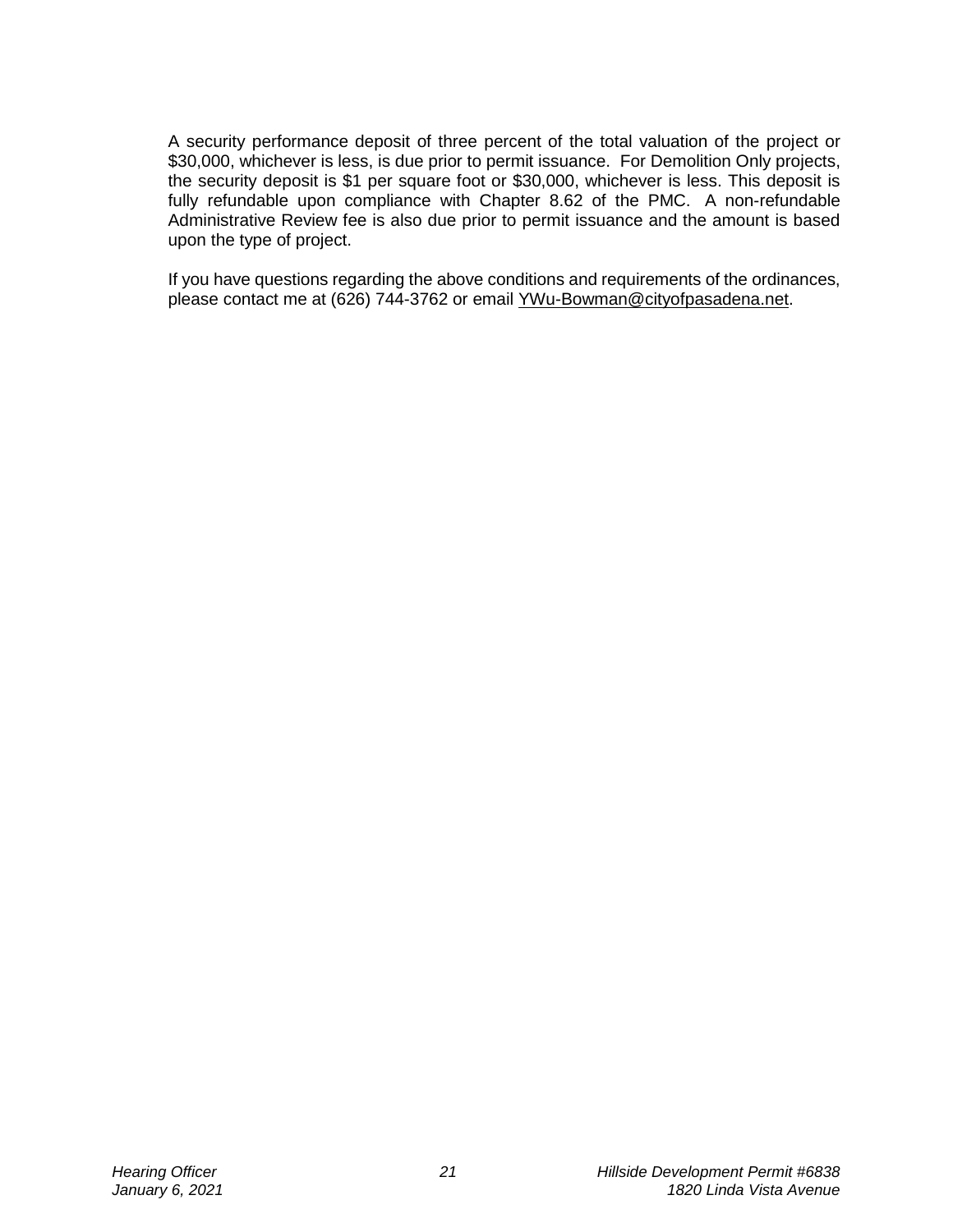A security performance deposit of three percent of the total valuation of the project or $30,000, whichever is less, is due prior to permit issuance. For Demolition Only projects, the security deposit is $1 per square foot or $30,000, whichever is less. This deposit is fully refundable upon compliance with Chapter 8.62 of the PMC. A non-refundable Administrative Review fee is also due prior to permit issuance and the amount is based upon the type of project.

If you have questions regarding the above conditions and requirements of the ordinances, please contact me at (626) 744-3762 or email YWu-Bowman@cityofpasadena.net.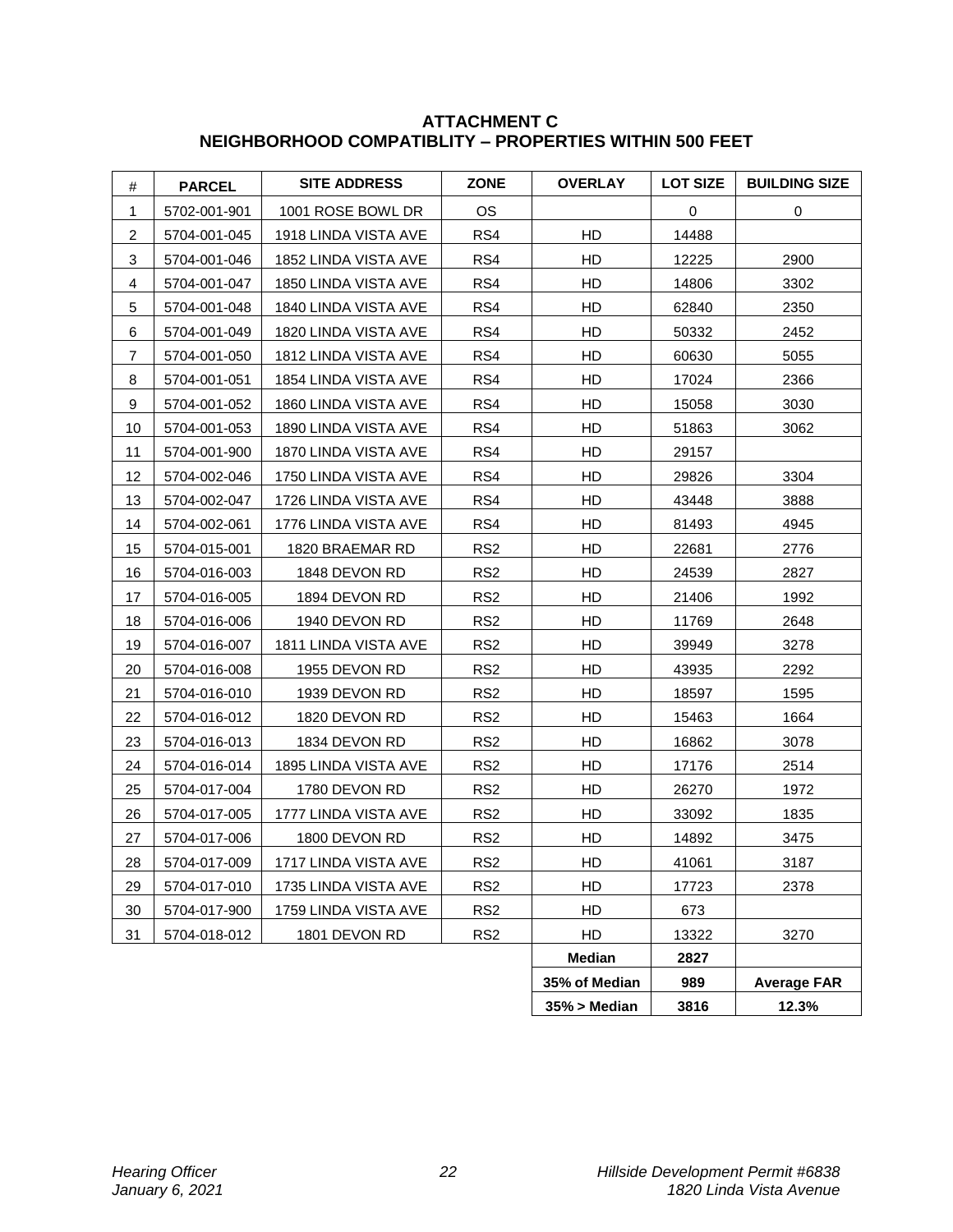**ATTACHMENT C**
**NEIGHBORHOOD COMPATIBLITY – PROPERTIES WITHIN 500 FEET**

| # | PARCEL | SITE ADDRESS | ZONE | OVERLAY | LOT SIZE | BUILDING SIZE |
|---|---|---|---|---|---|---|
| 1 | 5702-001-901 | 1001 ROSE BOWL DR | OS | | 0 | 0 |
| 2 | 5704-001-045 | 1918 LINDA VISTA AVE | RS4 | HD | 14488 | |
| 3 | 5704-001-046 | 1852 LINDA VISTA AVE | RS4 | HD | 12225 | 2900 |
| 4 | 5704-001-047 | 1850 LINDA VISTA AVE | RS4 | HD | 14806 | 3302 |
| 5 | 5704-001-048 | 1840 LINDA VISTA AVE | RS4 | HD | 62840 | 2350 |
| 6 | 5704-001-049 | 1820 LINDA VISTA AVE | RS4 | HD | 50332 | 2452 |
| 7 | 5704-001-050 | 1812 LINDA VISTA AVE | RS4 | HD | 60630 | 5055 |
| 8 | 5704-001-051 | 1854 LINDA VISTA AVE | RS4 | HD | 17024 | 2366 |
| 9 | 5704-001-052 | 1860 LINDA VISTA AVE | RS4 | HD | 15058 | 3030 |
| 10 | 5704-001-053 | 1890 LINDA VISTA AVE | RS4 | HD | 51863 | 3062 |
| 11 | 5704-001-900 | 1870 LINDA VISTA AVE | RS4 | HD | 29157 | |
| 12 | 5704-002-046 | 1750 LINDA VISTA AVE | RS4 | HD | 29826 | 3304 |
| 13 | 5704-002-047 | 1726 LINDA VISTA AVE | RS4 | HD | 43448 | 3888 |
| 14 | 5704-002-061 | 1776 LINDA VISTA AVE | RS4 | HD | 81493 | 4945 |
| 15 | 5704-015-001 | 1820 BRAEMAR RD | RS2 | HD | 22681 | 2776 |
| 16 | 5704-016-003 | 1848 DEVON RD | RS2 | HD | 24539 | 2827 |
| 17 | 5704-016-005 | 1894 DEVON RD | RS2 | HD | 21406 | 1992 |
| 18 | 5704-016-006 | 1940 DEVON RD | RS2 | HD | 11769 | 2648 |
| 19 | 5704-016-007 | 1811 LINDA VISTA AVE | RS2 | HD | 39949 | 3278 |
| 20 | 5704-016-008 | 1955 DEVON RD | RS2 | HD | 43935 | 2292 |
| 21 | 5704-016-010 | 1939 DEVON RD | RS2 | HD | 18597 | 1595 |
| 22 | 5704-016-012 | 1820 DEVON RD | RS2 | HD | 15463 | 1664 |
| 23 | 5704-016-013 | 1834 DEVON RD | RS2 | HD | 16862 | 3078 |
| 24 | 5704-016-014 | 1895 LINDA VISTA AVE | RS2 | HD | 17176 | 2514 |
| 25 | 5704-017-004 | 1780 DEVON RD | RS2 | HD | 26270 | 1972 |
| 26 | 5704-017-005 | 1777 LINDA VISTA AVE | RS2 | HD | 33092 | 1835 |
| 27 | 5704-017-006 | 1800 DEVON RD | RS2 | HD | 14892 | 3475 |
| 28 | 5704-017-009 | 1717 LINDA VISTA AVE | RS2 | HD | 41061 | 3187 |
| 29 | 5704-017-010 | 1735 LINDA VISTA AVE | RS2 | HD | 17723 | 2378 |
| 30 | 5704-017-900 | 1759 LINDA VISTA AVE | RS2 | HD | 673 | |
| 31 | 5704-018-012 | 1801 DEVON RD | RS2 | HD | 13322 | 3270 |
| | | | | **Median** | **2827** | |
| | | | | **35% of Median** | **989** | **Average FAR** |
| | | | | **35% > Median** | **3816** | **12.3%** |